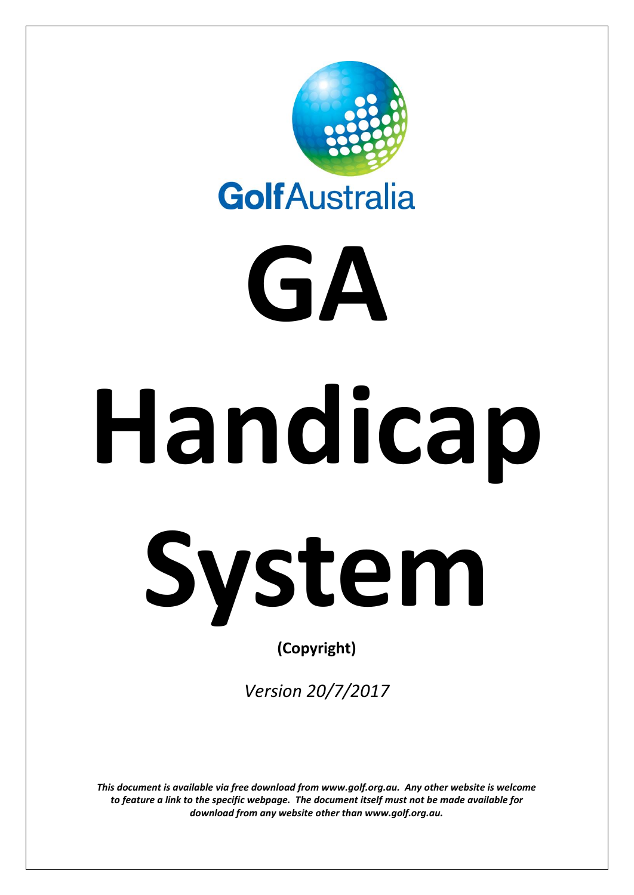GolfAustralia

# GA Handicap System

**(Copyright)**

*Version 20/7/2017*

***This document is available via free download from www.golf.org.au. Any other website is welcome to feature a link to the specific webpage. The document itself must not be made available for download from any website other than www.golf.org.au.***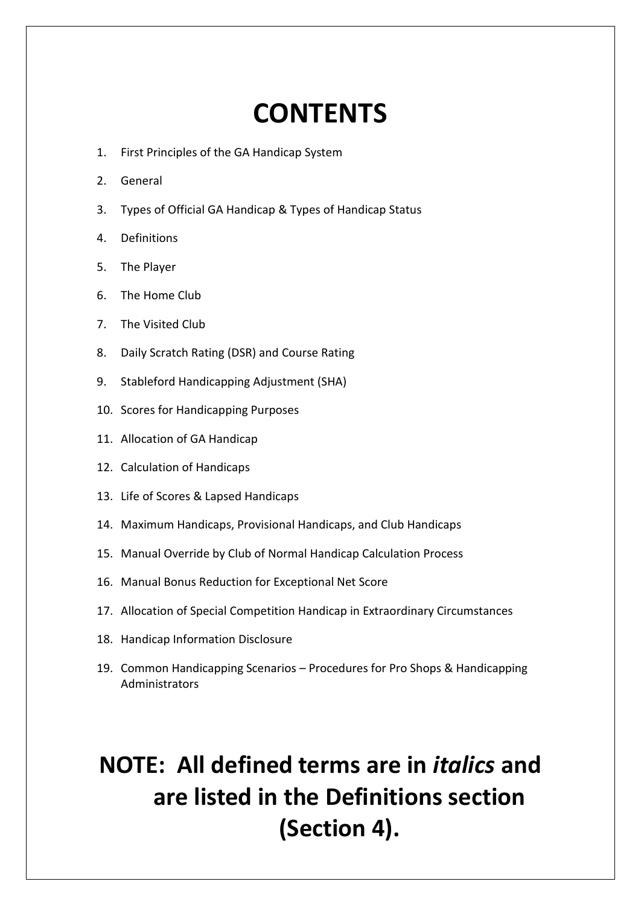# CONTENTS

1. First Principles of the GA Handicap System
2. General
3. Types of Official GA Handicap & Types of Handicap Status
4. Definitions
5. The Player
6. The Home Club
7. The Visited Club
8. Daily Scratch Rating (DSR) and Course Rating
9. Stableford Handicapping Adjustment (SHA)
10. Scores for Handicapping Purposes
11. Allocation of GA Handicap
12. Calculation of Handicaps
13. Life of Scores & Lapsed Handicaps
14. Maximum Handicaps, Provisional Handicaps, and Club Handicaps
15. Manual Override by Club of Normal Handicap Calculation Process
16. Manual Bonus Reduction for Exceptional Net Score
17. Allocation of Special Competition Handicap in Extraordinary Circumstances
18. Handicap Information Disclosure
19. Common Handicapping Scenarios – Procedures for Pro Shops & Handicapping Administrators

## NOTE: All defined terms are in *italics* and are listed in the Definitions section (Section 4).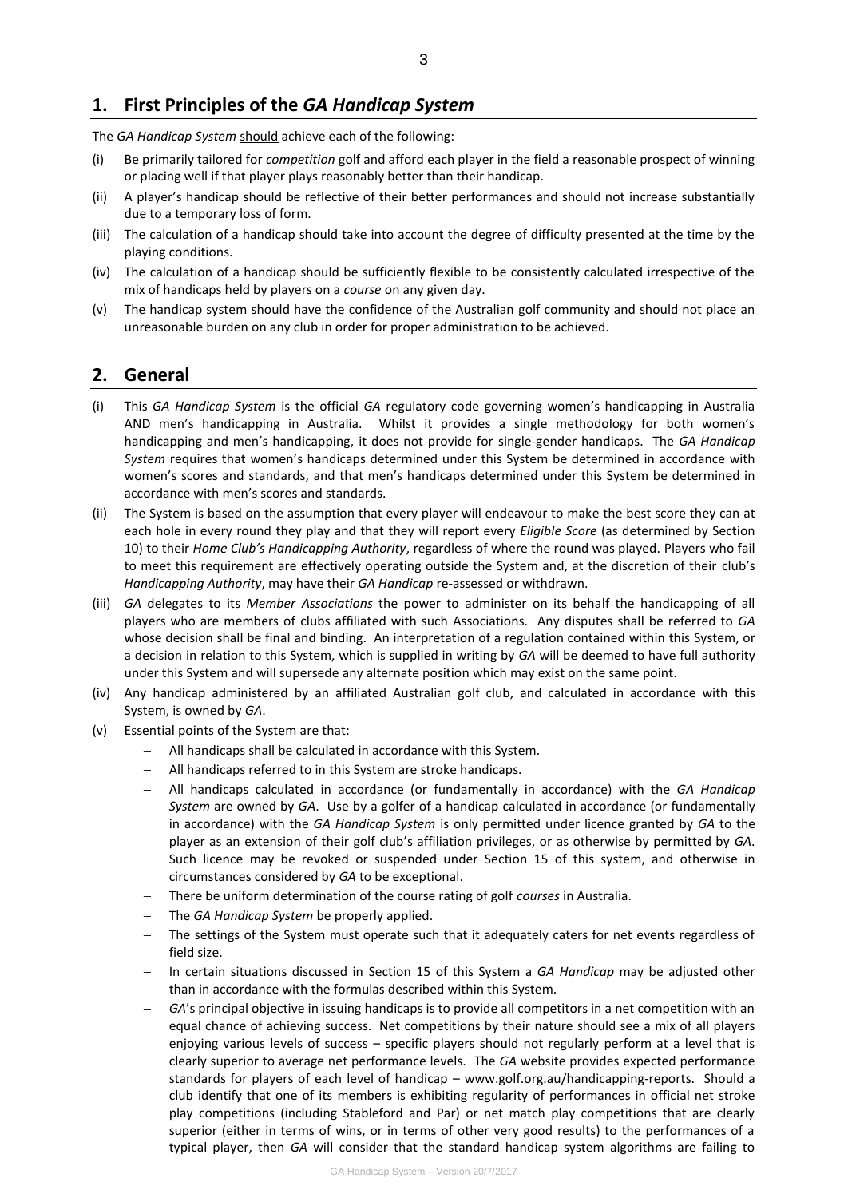## 1. First Principles of the *GA Handicap System*

The *GA Handicap System* should achieve each of the following:

- (i) Be primarily tailored for *competition* golf and afford each player in the field a reasonable prospect of winning or placing well if that player plays reasonably better than their handicap.
- (ii) A player's handicap should be reflective of their better performances and should not increase substantially due to a temporary loss of form.
- (iii) The calculation of a handicap should take into account the degree of difficulty presented at the time by the playing conditions.
- (iv) The calculation of a handicap should be sufficiently flexible to be consistently calculated irrespective of the mix of handicaps held by players on a *course* on any given day.
- (v) The handicap system should have the confidence of the Australian golf community and should not place an unreasonable burden on any club in order for proper administration to be achieved.

## 2. General

- (i) This *GA Handicap System* is the official *GA* regulatory code governing women's handicapping in Australia AND men's handicapping in Australia. Whilst it provides a single methodology for both women's handicapping and men's handicapping, it does not provide for single-gender handicaps. The *GA Handicap System* requires that women's handicaps determined under this System be determined in accordance with women's scores and standards, and that men's handicaps determined under this System be determined in accordance with men's scores and standards.
- (ii) The System is based on the assumption that every player will endeavour to make the best score they can at each hole in every round they play and that they will report every *Eligible Score* (as determined by Section 10) to their *Home Club's Handicapping Authority*, regardless of where the round was played. Players who fail to meet this requirement are effectively operating outside the System and, at the discretion of their club's *Handicapping Authority*, may have their *GA Handicap* re-assessed or withdrawn.
- (iii) *GA* delegates to its *Member Associations* the power to administer on its behalf the handicapping of all players who are members of clubs affiliated with such Associations. Any disputes shall be referred to *GA* whose decision shall be final and binding. An interpretation of a regulation contained within this System, or a decision in relation to this System, which is supplied in writing by *GA* will be deemed to have full authority under this System and will supersede any alternate position which may exist on the same point.
- (iv) Any handicap administered by an affiliated Australian golf club, and calculated in accordance with this System, is owned by *GA*.
- (v) Essential points of the System are that:
  - All handicaps shall be calculated in accordance with this System.
  - All handicaps referred to in this System are stroke handicaps.
  - All handicaps calculated in accordance (or fundamentally in accordance) with the *GA Handicap System* are owned by *GA*. Use by a golfer of a handicap calculated in accordance (or fundamentally in accordance) with the *GA Handicap System* is only permitted under licence granted by *GA* to the player as an extension of their golf club's affiliation privileges, or as otherwise by permitted by *GA*. Such licence may be revoked or suspended under Section 15 of this system, and otherwise in circumstances considered by *GA* to be exceptional.
  - There be uniform determination of the course rating of golf *courses* in Australia.
  - The *GA Handicap System* be properly applied.
  - The settings of the System must operate such that it adequately caters for net events regardless of field size.
  - In certain situations discussed in Section 15 of this System a *GA Handicap* may be adjusted other than in accordance with the formulas described within this System.
  - *GA*'s principal objective in issuing handicaps is to provide all competitors in a net competition with an equal chance of achieving success. Net competitions by their nature should see a mix of all players enjoying various levels of success – specific players should not regularly perform at a level that is clearly superior to average net performance levels. The *GA* website provides expected performance standards for players of each level of handicap – www.golf.org.au/handicapping-reports. Should a club identify that one of its members is exhibiting regularity of performances in official net stroke play competitions (including Stableford and Par) or net match play competitions that are clearly superior (either in terms of wins, or in terms of other very good results) to the performances of a typical player, then *GA* will consider that the standard handicap system algorithms are failing to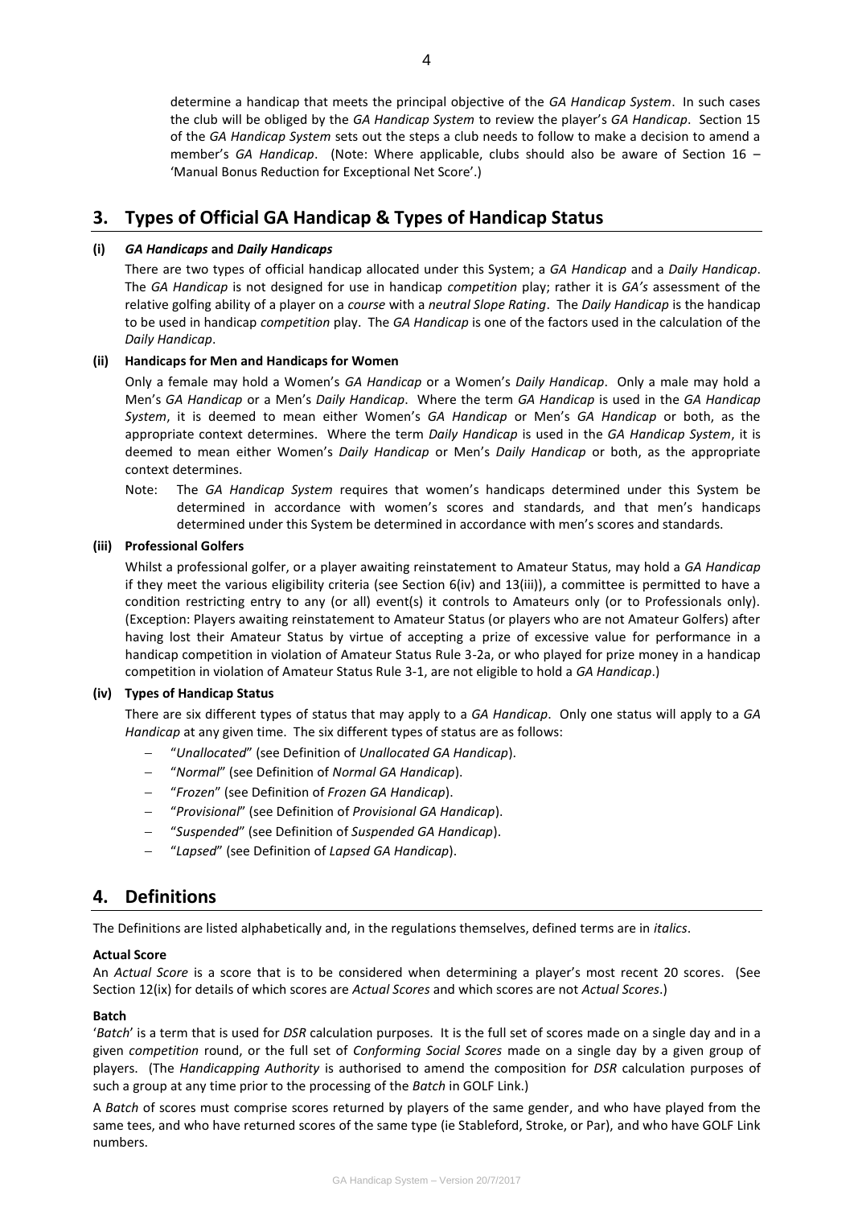determine a handicap that meets the principal objective of the *GA Handicap System*. In such cases the club will be obliged by the *GA Handicap System* to review the player's *GA Handicap*. Section 15 of the *GA Handicap System* sets out the steps a club needs to follow to make a decision to amend a member's *GA Handicap*. (Note: Where applicable, clubs should also be aware of Section 16 – 'Manual Bonus Reduction for Exceptional Net Score'.)

## 3. Types of Official GA Handicap & Types of Handicap Status

### (i) *GA Handicaps* and *Daily Handicaps*

There are two types of official handicap allocated under this System; a *GA Handicap* and a *Daily Handicap*. The *GA Handicap* is not designed for use in handicap *competition* play; rather it is *GA's* assessment of the relative golfing ability of a player on a *course* with a *neutral Slope Rating*. The *Daily Handicap* is the handicap to be used in handicap *competition* play. The *GA Handicap* is one of the factors used in the calculation of the *Daily Handicap*.

### (ii) Handicaps for Men and Handicaps for Women

Only a female may hold a Women's *GA Handicap* or a Women's *Daily Handicap*. Only a male may hold a Men's *GA Handicap* or a Men's *Daily Handicap*. Where the term *GA Handicap* is used in the *GA Handicap System*, it is deemed to mean either Women's *GA Handicap* or Men's *GA Handicap* or both, as the appropriate context determines. Where the term *Daily Handicap* is used in the *GA Handicap System*, it is deemed to mean either Women's *Daily Handicap* or Men's *Daily Handicap* or both, as the appropriate context determines.

Note: The *GA Handicap System* requires that women's handicaps determined under this System be determined in accordance with women's scores and standards, and that men's handicaps determined under this System be determined in accordance with men's scores and standards.

### (iii) Professional Golfers

Whilst a professional golfer, or a player awaiting reinstatement to Amateur Status, may hold a *GA Handicap* if they meet the various eligibility criteria (see Section 6(iv) and 13(iii)), a committee is permitted to have a condition restricting entry to any (or all) event(s) it controls to Amateurs only (or to Professionals only). (Exception: Players awaiting reinstatement to Amateur Status (or players who are not Amateur Golfers) after having lost their Amateur Status by virtue of accepting a prize of excessive value for performance in a handicap competition in violation of Amateur Status Rule 3-2a, or who played for prize money in a handicap competition in violation of Amateur Status Rule 3-1, are not eligible to hold a *GA Handicap*.)

### (iv) Types of Handicap Status

There are six different types of status that may apply to a *GA Handicap*. Only one status will apply to a *GA Handicap* at any given time. The six different types of status are as follows:

- "*Unallocated*" (see Definition of *Unallocated GA Handicap*).
- "*Normal*" (see Definition of *Normal GA Handicap*).
- "*Frozen*" (see Definition of *Frozen GA Handicap*).
- "*Provisional*" (see Definition of *Provisional GA Handicap*).
- "*Suspended*" (see Definition of *Suspended GA Handicap*).
- "*Lapsed*" (see Definition of *Lapsed GA Handicap*).

## 4. Definitions

The Definitions are listed alphabetically and, in the regulations themselves, defined terms are in *italics*.

**Actual Score**

An *Actual Score* is a score that is to be considered when determining a player's most recent 20 scores. (See Section 12(ix) for details of which scores are *Actual Scores* and which scores are not *Actual Scores*.)

**Batch**

'*Batch*' is a term that is used for *DSR* calculation purposes. It is the full set of scores made on a single day and in a given *competition* round, or the full set of *Conforming Social Scores* made on a single day by a given group of players. (The *Handicapping Authority* is authorised to amend the composition for *DSR* calculation purposes of such a group at any time prior to the processing of the *Batch* in GOLF Link.)

A *Batch* of scores must comprise scores returned by players of the same gender, and who have played from the same tees, and who have returned scores of the same type (ie Stableford, Stroke, or Par), and who have GOLF Link numbers.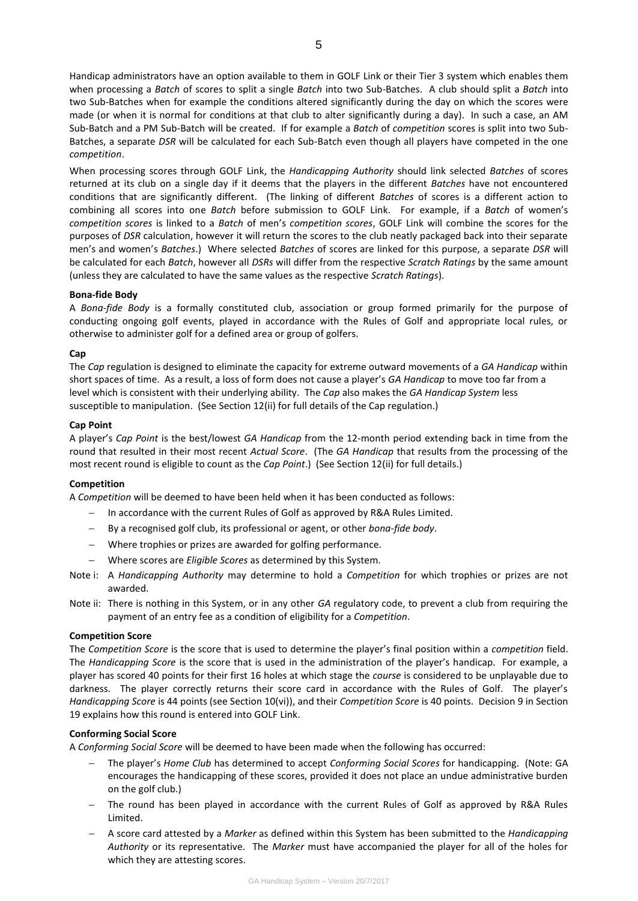Handicap administrators have an option available to them in GOLF Link or their Tier 3 system which enables them when processing a *Batch* of scores to split a single *Batch* into two Sub-Batches. A club should split a *Batch* into two Sub-Batches when for example the conditions altered significantly during the day on which the scores were made (or when it is normal for conditions at that club to alter significantly during a day). In such a case, an AM Sub-Batch and a PM Sub-Batch will be created. If for example a *Batch* of *competition* scores is split into two Sub-Batches, a separate *DSR* will be calculated for each Sub-Batch even though all players have competed in the one *competition*.

When processing scores through GOLF Link, the *Handicapping Authority* should link selected *Batches* of scores returned at its club on a single day if it deems that the players in the different *Batches* have not encountered conditions that are significantly different. (The linking of different *Batches* of scores is a different action to combining all scores into one *Batch* before submission to GOLF Link. For example, if a *Batch* of women's *competition scores* is linked to a *Batch* of men's *competition scores*, GOLF Link will combine the scores for the purposes of *DSR* calculation, however it will return the scores to the club neatly packaged back into their separate men's and women's *Batches*.) Where selected *Batches* of scores are linked for this purpose, a separate *DSR* will be calculated for each *Batch*, however all *DSRs* will differ from the respective *Scratch Ratings* by the same amount (unless they are calculated to have the same values as the respective *Scratch Ratings*).

**Bona-fide Body**

A *Bona-fide Body* is a formally constituted club, association or group formed primarily for the purpose of conducting ongoing golf events, played in accordance with the Rules of Golf and appropriate local rules, or otherwise to administer golf for a defined area or group of golfers.

**Cap**

The *Cap* regulation is designed to eliminate the capacity for extreme outward movements of a *GA Handicap* within short spaces of time. As a result, a loss of form does not cause a player's *GA Handicap* to move too far from a level which is consistent with their underlying ability. The *Cap* also makes the *GA Handicap System* less susceptible to manipulation. (See Section 12(ii) for full details of the Cap regulation.)

**Cap Point**

A player's *Cap Point* is the best/lowest *GA Handicap* from the 12-month period extending back in time from the round that resulted in their most recent *Actual Score*. (The *GA Handicap* that results from the processing of the most recent round is eligible to count as the *Cap Point*.) (See Section 12(ii) for full details.)

**Competition**

A *Competition* will be deemed to have been held when it has been conducted as follows:

- In accordance with the current Rules of Golf as approved by R&A Rules Limited.
- By a recognised golf club, its professional or agent, or other *bona-fide body*.
- Where trophies or prizes are awarded for golfing performance.
- Where scores are *Eligible Scores* as determined by this System.

Note i: A *Handicapping Authority* may determine to hold a *Competition* for which trophies or prizes are not awarded.

Note ii: There is nothing in this System, or in any other *GA* regulatory code, to prevent a club from requiring the payment of an entry fee as a condition of eligibility for a *Competition*.

**Competition Score**

The *Competition Score* is the score that is used to determine the player's final position within a *competition* field. The *Handicapping Score* is the score that is used in the administration of the player's handicap. For example, a player has scored 40 points for their first 16 holes at which stage the *course* is considered to be unplayable due to darkness. The player correctly returns their score card in accordance with the Rules of Golf. The player's *Handicapping Score* is 44 points (see Section 10(vi)), and their *Competition Score* is 40 points. Decision 9 in Section 19 explains how this round is entered into GOLF Link.

**Conforming Social Score**

A *Conforming Social Score* will be deemed to have been made when the following has occurred:

- The player's *Home Club* has determined to accept *Conforming Social Scores* for handicapping. (Note: GA encourages the handicapping of these scores, provided it does not place an undue administrative burden on the golf club.)
- The round has been played in accordance with the current Rules of Golf as approved by R&A Rules Limited.
- A score card attested by a *Marker* as defined within this System has been submitted to the *Handicapping Authority* or its representative. The *Marker* must have accompanied the player for all of the holes for which they are attesting scores.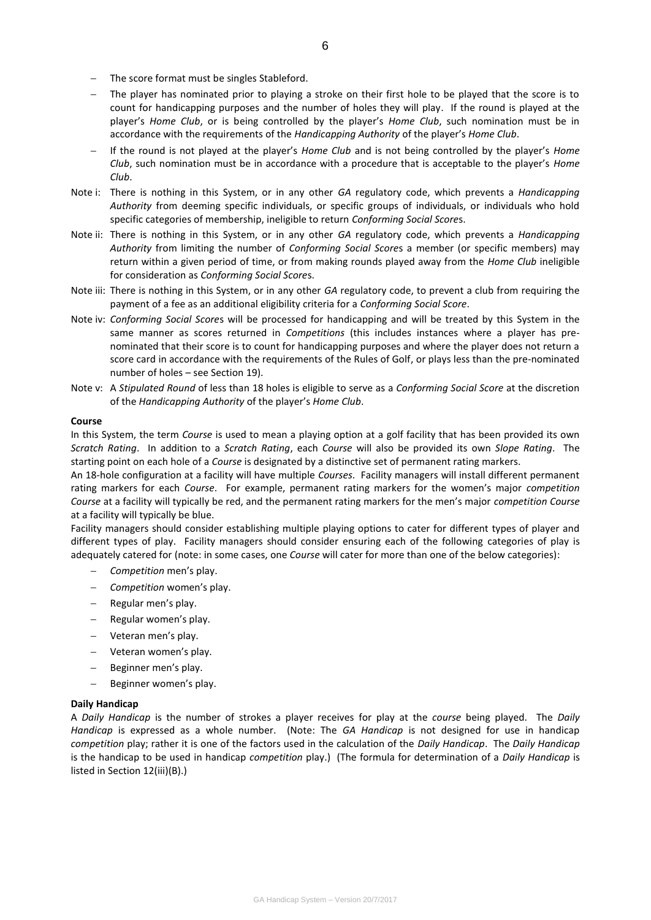- The score format must be singles Stableford.
- The player has nominated prior to playing a stroke on their first hole to be played that the score is to count for handicapping purposes and the number of holes they will play. If the round is played at the player's *Home Club*, or is being controlled by the player's *Home Club*, such nomination must be in accordance with the requirements of the *Handicapping Authority* of the player's *Home Club*.
- If the round is not played at the player's *Home Club* and is not being controlled by the player's *Home Club*, such nomination must be in accordance with a procedure that is acceptable to the player's *Home Club*.

Note i: There is nothing in this System, or in any other *GA* regulatory code, which prevents a *Handicapping Authority* from deeming specific individuals, or specific groups of individuals, or individuals who hold specific categories of membership, ineligible to return *Conforming Social Score*s.

Note ii: There is nothing in this System, or in any other *GA* regulatory code, which prevents a *Handicapping Authority* from limiting the number of *Conforming Social Score*s a member (or specific members) may return within a given period of time, or from making rounds played away from the *Home Club* ineligible for consideration as *Conforming Social Score*s.

Note iii: There is nothing in this System, or in any other *GA* regulatory code, to prevent a club from requiring the payment of a fee as an additional eligibility criteria for a *Conforming Social Score*.

Note iv: *Conforming Social Score*s will be processed for handicapping and will be treated by this System in the same manner as scores returned in *Competitions* (this includes instances where a player has pre-nominated that their score is to count for handicapping purposes and where the player does not return a score card in accordance with the requirements of the Rules of Golf, or plays less than the pre-nominated number of holes – see Section 19).

Note v: A *Stipulated Round* of less than 18 holes is eligible to serve as a *Conforming Social Score* at the discretion of the *Handicapping Authority* of the player's *Home Club*.

**Course**

In this System, the term *Course* is used to mean a playing option at a golf facility that has been provided its own *Scratch Rating*. In addition to a *Scratch Rating*, each *Course* will also be provided its own *Slope Rating*. The starting point on each hole of a *Course* is designated by a distinctive set of permanent rating markers.

An 18-hole configuration at a facility will have multiple *Courses*. Facility managers will install different permanent rating markers for each *Course*. For example, permanent rating markers for the women's major *competition Course* at a facility will typically be red, and the permanent rating markers for the men's major *competition Course* at a facility will typically be blue.

Facility managers should consider establishing multiple playing options to cater for different types of player and different types of play. Facility managers should consider ensuring each of the following categories of play is adequately catered for (note: in some cases, one *Course* will cater for more than one of the below categories):

- *Competition* men's play.
- *Competition* women's play.
- Regular men's play.
- Regular women's play.
- Veteran men's play.
- Veteran women's play.
- Beginner men's play.
- Beginner women's play.

**Daily Handicap**

A *Daily Handicap* is the number of strokes a player receives for play at the *course* being played. The *Daily Handicap* is expressed as a whole number. (Note: The *GA Handicap* is not designed for use in handicap *competition* play; rather it is one of the factors used in the calculation of the *Daily Handicap*. The *Daily Handicap* is the handicap to be used in handicap *competition* play.) (The formula for determination of a *Daily Handicap* is listed in Section 12(iii)(B).)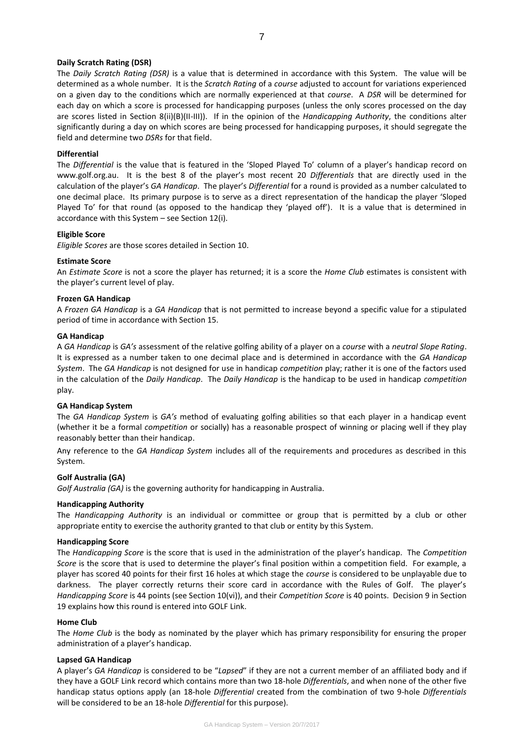**Daily Scratch Rating (DSR)**

The *Daily Scratch Rating (DSR)* is a value that is determined in accordance with this System. The value will be determined as a whole number. It is the *Scratch Rating* of a *course* adjusted to account for variations experienced on a given day to the conditions which are normally experienced at that *course*. A *DSR* will be determined for each day on which a score is processed for handicapping purposes (unless the only scores processed on the day are scores listed in Section 8(ii)(B)(II-III)). If in the opinion of the *Handicapping Authority*, the conditions alter significantly during a day on which scores are being processed for handicapping purposes, it should segregate the field and determine two *DSRs* for that field.

**Differential**

The *Differential* is the value that is featured in the 'Sloped Played To' column of a player's handicap record on www.golf.org.au. It is the best 8 of the player's most recent 20 *Differentials* that are directly used in the calculation of the player's *GA Handicap*. The player's *Differential* for a round is provided as a number calculated to one decimal place. Its primary purpose is to serve as a direct representation of the handicap the player 'Sloped Played To' for that round (as opposed to the handicap they 'played off'). It is a value that is determined in accordance with this System – see Section 12(i).

**Eligible Score**

*Eligible Scores* are those scores detailed in Section 10.

**Estimate Score**

An *Estimate Score* is not a score the player has returned; it is a score the *Home Club* estimates is consistent with the player's current level of play.

**Frozen GA Handicap**

A *Frozen GA Handicap* is a *GA Handicap* that is not permitted to increase beyond a specific value for a stipulated period of time in accordance with Section 15.

**GA Handicap**

A *GA Handicap* is *GA's* assessment of the relative golfing ability of a player on a *course* with a *neutral Slope Rating*. It is expressed as a number taken to one decimal place and is determined in accordance with the *GA Handicap System*. The *GA Handicap* is not designed for use in handicap *competition* play; rather it is one of the factors used in the calculation of the *Daily Handicap*. The *Daily Handicap* is the handicap to be used in handicap *competition* play.

**GA Handicap System**

The *GA Handicap System* is *GA's* method of evaluating golfing abilities so that each player in a handicap event (whether it be a formal *competition* or socially) has a reasonable prospect of winning or placing well if they play reasonably better than their handicap.

Any reference to the *GA Handicap System* includes all of the requirements and procedures as described in this System.

**Golf Australia (GA)**

*Golf Australia (GA)* is the governing authority for handicapping in Australia.

**Handicapping Authority**

The *Handicapping Authority* is an individual or committee or group that is permitted by a club or other appropriate entity to exercise the authority granted to that club or entity by this System.

**Handicapping Score**

The *Handicapping Score* is the score that is used in the administration of the player's handicap. The *Competition Score* is the score that is used to determine the player's final position within a competition field. For example, a player has scored 40 points for their first 16 holes at which stage the *course* is considered to be unplayable due to darkness. The player correctly returns their score card in accordance with the Rules of Golf. The player's *Handicapping Score* is 44 points (see Section 10(vi)), and their *Competition Score* is 40 points. Decision 9 in Section 19 explains how this round is entered into GOLF Link.

**Home Club**

The *Home Club* is the body as nominated by the player which has primary responsibility for ensuring the proper administration of a player's handicap.

**Lapsed GA Handicap**

A player's *GA Handicap* is considered to be "*Lapsed*" if they are not a current member of an affiliated body and if they have a GOLF Link record which contains more than two 18-hole *Differentials*, and when none of the other five handicap status options apply (an 18-hole *Differential* created from the combination of two 9-hole *Differentials* will be considered to be an 18-hole *Differential* for this purpose).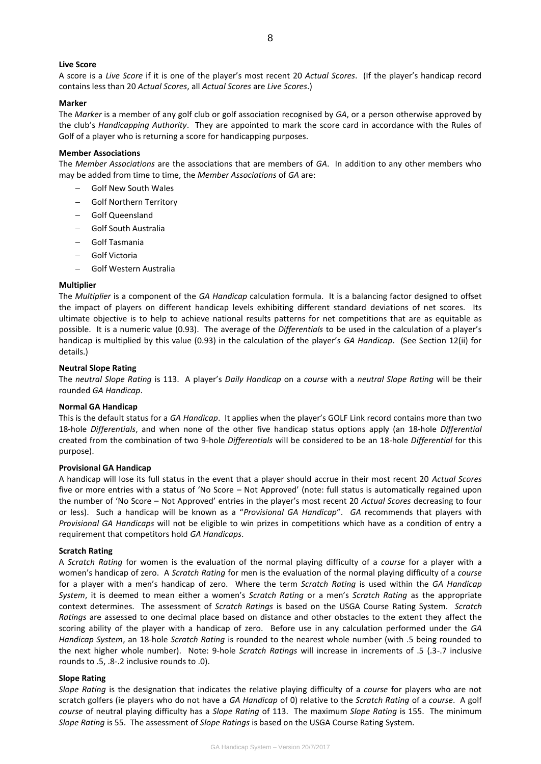**Live Score**

A score is a *Live Score* if it is one of the player's most recent 20 *Actual Scores*. (If the player's handicap record contains less than 20 *Actual Scores*, all *Actual Scores* are *Live Scores*.)

**Marker**

The *Marker* is a member of any golf club or golf association recognised by *GA*, or a person otherwise approved by the club's *Handicapping Authority*. They are appointed to mark the score card in accordance with the Rules of Golf of a player who is returning a score for handicapping purposes.

**Member Associations**

The *Member Associations* are the associations that are members of *GA*. In addition to any other members who may be added from time to time, the *Member Associations* of *GA* are:

- Golf New South Wales
- Golf Northern Territory
- Golf Queensland
- Golf South Australia
- Golf Tasmania
- Golf Victoria
- Golf Western Australia

**Multiplier**

The *Multiplier* is a component of the *GA Handicap* calculation formula. It is a balancing factor designed to offset the impact of players on different handicap levels exhibiting different standard deviations of net scores. Its ultimate objective is to help to achieve national results patterns for net competitions that are as equitable as possible. It is a numeric value (0.93). The average of the *Differentials* to be used in the calculation of a player's handicap is multiplied by this value (0.93) in the calculation of the player's *GA Handicap*. (See Section 12(ii) for details.)

**Neutral Slope Rating**

The *neutral Slope Rating* is 113. A player's *Daily Handicap* on a *course* with a *neutral Slope Rating* will be their rounded *GA Handicap*.

**Normal GA Handicap**

This is the default status for a *GA Handicap*. It applies when the player's GOLF Link record contains more than two 18-hole *Differentials*, and when none of the other five handicap status options apply (an 18-hole *Differential* created from the combination of two 9-hole *Differentials* will be considered to be an 18-hole *Differential* for this purpose).

**Provisional GA Handicap**

A handicap will lose its full status in the event that a player should accrue in their most recent 20 *Actual Scores* five or more entries with a status of 'No Score – Not Approved' (note: full status is automatically regained upon the number of 'No Score – Not Approved' entries in the player's most recent 20 *Actual Scores* decreasing to four or less). Such a handicap will be known as a "*Provisional GA Handicap*". *GA* recommends that players with *Provisional GA Handicaps* will not be eligible to win prizes in competitions which have as a condition of entry a requirement that competitors hold *GA Handicaps*.

**Scratch Rating**

A *Scratch Rating* for women is the evaluation of the normal playing difficulty of a *course* for a player with a women's handicap of zero. A *Scratch Rating* for men is the evaluation of the normal playing difficulty of a *course* for a player with a men's handicap of zero. Where the term *Scratch Rating* is used within the *GA Handicap System*, it is deemed to mean either a women's *Scratch Rating* or a men's *Scratch Rating* as the appropriate context determines. The assessment of *Scratch Ratings* is based on the USGA Course Rating System. *Scratch Ratings* are assessed to one decimal place based on distance and other obstacles to the extent they affect the scoring ability of the player with a handicap of zero. Before use in any calculation performed under the *GA Handicap System*, an 18-hole *Scratch Rating* is rounded to the nearest whole number (with .5 being rounded to the next higher whole number). Note: 9-hole *Scratch Ratings* will increase in increments of .5 (.3-.7 inclusive rounds to .5, .8-.2 inclusive rounds to .0).

**Slope Rating**

*Slope Rating* is the designation that indicates the relative playing difficulty of a *course* for players who are not scratch golfers (ie players who do not have a *GA Handicap* of 0) relative to the *Scratch Rating* of a *course*. A golf *course* of neutral playing difficulty has a *Slope Rating* of 113. The maximum *Slope Rating* is 155. The minimum *Slope Rating* is 55. The assessment of *Slope Ratings* is based on the USGA Course Rating System.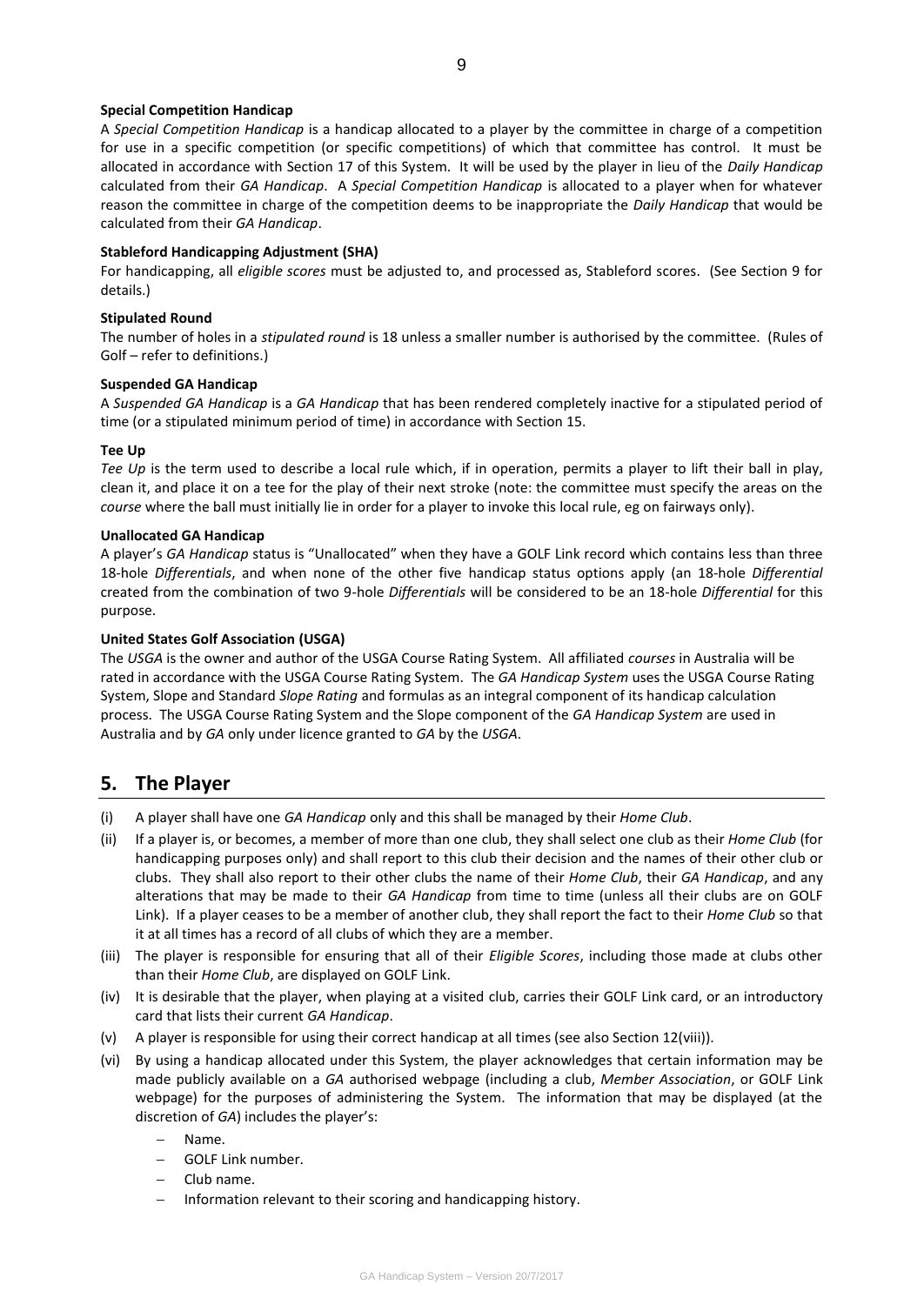**Special Competition Handicap**

A *Special Competition Handicap* is a handicap allocated to a player by the committee in charge of a competition for use in a specific competition (or specific competitions) of which that committee has control. It must be allocated in accordance with Section 17 of this System. It will be used by the player in lieu of the *Daily Handicap* calculated from their *GA Handicap*. A *Special Competition Handicap* is allocated to a player when for whatever reason the committee in charge of the competition deems to be inappropriate the *Daily Handicap* that would be calculated from their *GA Handicap*.

**Stableford Handicapping Adjustment (SHA)**

For handicapping, all *eligible scores* must be adjusted to, and processed as, Stableford scores. (See Section 9 for details.)

**Stipulated Round**

The number of holes in a *stipulated round* is 18 unless a smaller number is authorised by the committee. (Rules of Golf – refer to definitions.)

**Suspended GA Handicap**

A *Suspended GA Handicap* is a *GA Handicap* that has been rendered completely inactive for a stipulated period of time (or a stipulated minimum period of time) in accordance with Section 15.

**Tee Up**

*Tee Up* is the term used to describe a local rule which, if in operation, permits a player to lift their ball in play, clean it, and place it on a tee for the play of their next stroke (note: the committee must specify the areas on the *course* where the ball must initially lie in order for a player to invoke this local rule, eg on fairways only).

**Unallocated GA Handicap**

A player's *GA Handicap* status is "Unallocated" when they have a GOLF Link record which contains less than three 18-hole *Differentials*, and when none of the other five handicap status options apply (an 18-hole *Differential* created from the combination of two 9-hole *Differentials* will be considered to be an 18-hole *Differential* for this purpose.

**United States Golf Association (USGA)**

The *USGA* is the owner and author of the USGA Course Rating System. All affiliated *courses* in Australia will be rated in accordance with the USGA Course Rating System. The *GA Handicap System* uses the USGA Course Rating System, Slope and Standard *Slope Rating* and formulas as an integral component of its handicap calculation process. The USGA Course Rating System and the Slope component of the *GA Handicap System* are used in Australia and by *GA* only under licence granted to *GA* by the *USGA*.

## 5. The Player

(i) A player shall have one *GA Handicap* only and this shall be managed by their *Home Club*.

(ii) If a player is, or becomes, a member of more than one club, they shall select one club as their *Home Club* (for handicapping purposes only) and shall report to this club their decision and the names of their other club or clubs. They shall also report to their other clubs the name of their *Home Club*, their *GA Handicap*, and any alterations that may be made to their *GA Handicap* from time to time (unless all their clubs are on GOLF Link). If a player ceases to be a member of another club, they shall report the fact to their *Home Club* so that it at all times has a record of all clubs of which they are a member.

(iii) The player is responsible for ensuring that all of their *Eligible Scores*, including those made at clubs other than their *Home Club*, are displayed on GOLF Link.

(iv) It is desirable that the player, when playing at a visited club, carries their GOLF Link card, or an introductory card that lists their current *GA Handicap*.

(v) A player is responsible for using their correct handicap at all times (see also Section 12(viii)).

(vi) By using a handicap allocated under this System, the player acknowledges that certain information may be made publicly available on a *GA* authorised webpage (including a club, *Member Association*, or GOLF Link webpage) for the purposes of administering the System. The information that may be displayed (at the discretion of *GA*) includes the player's:

- Name.
- GOLF Link number.
- Club name.
- Information relevant to their scoring and handicapping history.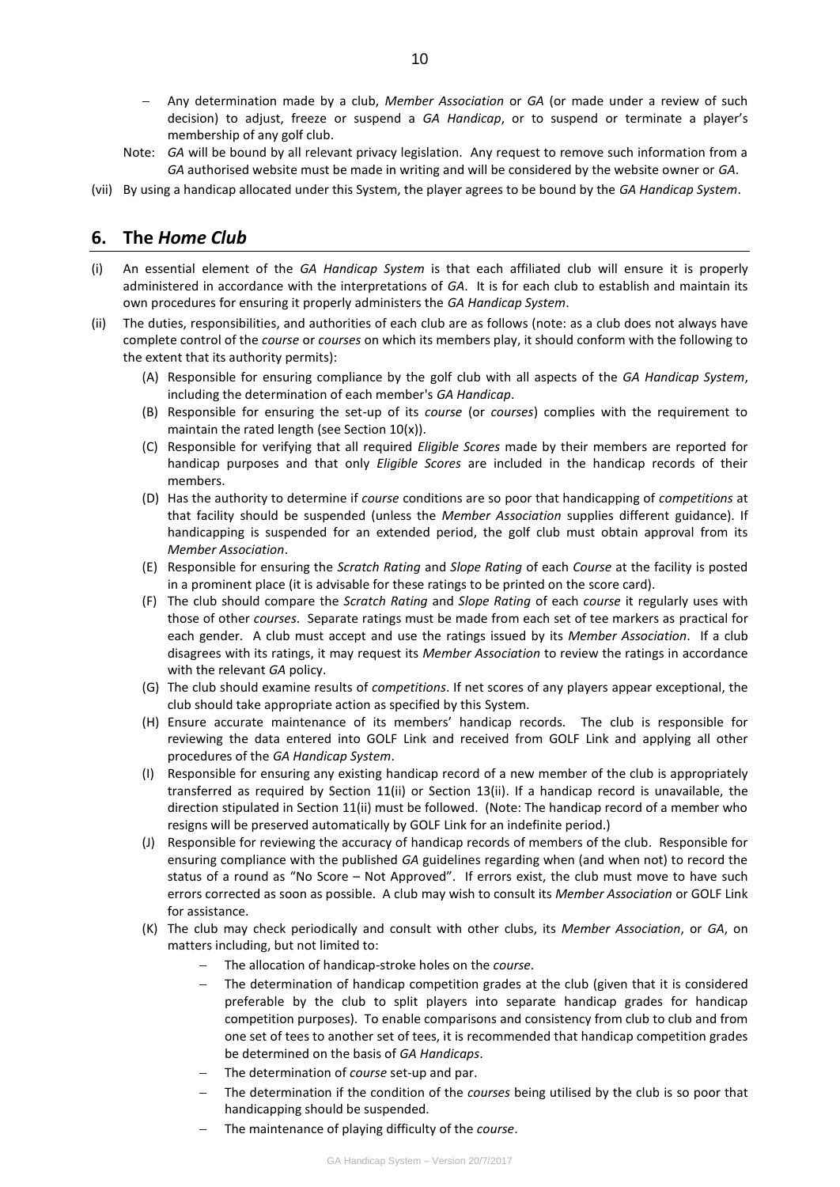- Any determination made by a club, *Member Association* or *GA* (or made under a review of such decision) to adjust, freeze or suspend a *GA Handicap*, or to suspend or terminate a player's membership of any golf club.

Note: *GA* will be bound by all relevant privacy legislation. Any request to remove such information from a *GA* authorised website must be made in writing and will be considered by the website owner or *GA*.

(vii) By using a handicap allocated under this System, the player agrees to be bound by the *GA Handicap System*.

## 6. The *Home Club*

(i) An essential element of the *GA Handicap System* is that each affiliated club will ensure it is properly administered in accordance with the interpretations of *GA*. It is for each club to establish and maintain its own procedures for ensuring it properly administers the *GA Handicap System*.

(ii) The duties, responsibilities, and authorities of each club are as follows (note: as a club does not always have complete control of the *course* or *courses* on which its members play, it should conform with the following to the extent that its authority permits):

(A) Responsible for ensuring compliance by the golf club with all aspects of the *GA Handicap System*, including the determination of each member's *GA Handicap*.

(B) Responsible for ensuring the set-up of its *course* (or *courses*) complies with the requirement to maintain the rated length (see Section 10(x)).

(C) Responsible for verifying that all required *Eligible Scores* made by their members are reported for handicap purposes and that only *Eligible Scores* are included in the handicap records of their members.

(D) Has the authority to determine if *course* conditions are so poor that handicapping of *competitions* at that facility should be suspended (unless the *Member Association* supplies different guidance). If handicapping is suspended for an extended period, the golf club must obtain approval from its *Member Association*.

(E) Responsible for ensuring the *Scratch Rating* and *Slope Rating* of each *Course* at the facility is posted in a prominent place (it is advisable for these ratings to be printed on the score card).

(F) The club should compare the *Scratch Rating* and *Slope Rating* of each *course* it regularly uses with those of other *courses*. Separate ratings must be made from each set of tee markers as practical for each gender. A club must accept and use the ratings issued by its *Member Association*. If a club disagrees with its ratings, it may request its *Member Association* to review the ratings in accordance with the relevant *GA* policy.

(G) The club should examine results of *competitions*. If net scores of any players appear exceptional, the club should take appropriate action as specified by this System.

(H) Ensure accurate maintenance of its members' handicap records. The club is responsible for reviewing the data entered into GOLF Link and received from GOLF Link and applying all other procedures of the *GA Handicap System*.

(I) Responsible for ensuring any existing handicap record of a new member of the club is appropriately transferred as required by Section 11(ii) or Section 13(ii). If a handicap record is unavailable, the direction stipulated in Section 11(ii) must be followed. (Note: The handicap record of a member who resigns will be preserved automatically by GOLF Link for an indefinite period.)

(J) Responsible for reviewing the accuracy of handicap records of members of the club. Responsible for ensuring compliance with the published *GA* guidelines regarding when (and when not) to record the status of a round as "No Score – Not Approved". If errors exist, the club must move to have such errors corrected as soon as possible. A club may wish to consult its *Member Association* or GOLF Link for assistance.

(K) The club may check periodically and consult with other clubs, its *Member Association*, or *GA*, on matters including, but not limited to:

- The allocation of handicap-stroke holes on the *course*.
- The determination of handicap competition grades at the club (given that it is considered preferable by the club to split players into separate handicap grades for handicap competition purposes). To enable comparisons and consistency from club to club and from one set of tees to another set of tees, it is recommended that handicap competition grades be determined on the basis of *GA Handicaps*.
- The determination of *course* set-up and par.
- The determination if the condition of the *courses* being utilised by the club is so poor that handicapping should be suspended.
- The maintenance of playing difficulty of the *course*.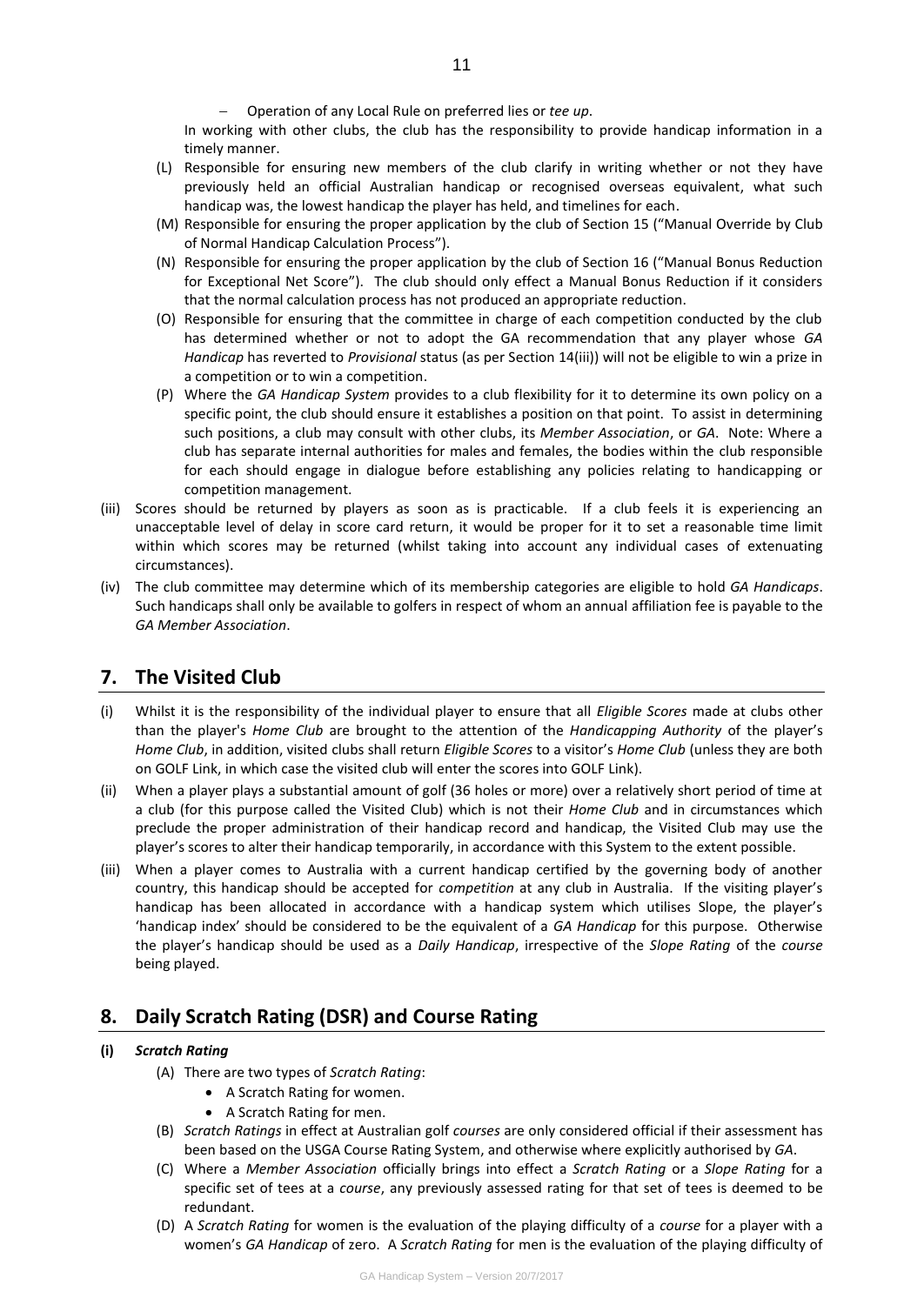- Operation of any Local Rule on preferred lies or *tee up*.

In working with other clubs, the club has the responsibility to provide handicap information in a timely manner.

(L) Responsible for ensuring new members of the club clarify in writing whether or not they have previously held an official Australian handicap or recognised overseas equivalent, what such handicap was, the lowest handicap the player has held, and timelines for each.

(M) Responsible for ensuring the proper application by the club of Section 15 ("Manual Override by Club of Normal Handicap Calculation Process").

(N) Responsible for ensuring the proper application by the club of Section 16 ("Manual Bonus Reduction for Exceptional Net Score"). The club should only effect a Manual Bonus Reduction if it considers that the normal calculation process has not produced an appropriate reduction.

(O) Responsible for ensuring that the committee in charge of each competition conducted by the club has determined whether or not to adopt the GA recommendation that any player whose *GA Handicap* has reverted to *Provisional* status (as per Section 14(iii)) will not be eligible to win a prize in a competition or to win a competition.

(P) Where the *GA Handicap System* provides to a club flexibility for it to determine its own policy on a specific point, the club should ensure it establishes a position on that point. To assist in determining such positions, a club may consult with other clubs, its *Member Association*, or *GA*. Note: Where a club has separate internal authorities for males and females, the bodies within the club responsible for each should engage in dialogue before establishing any policies relating to handicapping or competition management.

(iii) Scores should be returned by players as soon as is practicable. If a club feels it is experiencing an unacceptable level of delay in score card return, it would be proper for it to set a reasonable time limit within which scores may be returned (whilst taking into account any individual cases of extenuating circumstances).

(iv) The club committee may determine which of its membership categories are eligible to hold *GA Handicaps*. Such handicaps shall only be available to golfers in respect of whom an annual affiliation fee is payable to the *GA Member Association*.

## 7. The Visited Club

(i) Whilst it is the responsibility of the individual player to ensure that all *Eligible Scores* made at clubs other than the player's *Home Club* are brought to the attention of the *Handicapping Authority* of the player's *Home Club*, in addition, visited clubs shall return *Eligible Scores* to a visitor's *Home Club* (unless they are both on GOLF Link, in which case the visited club will enter the scores into GOLF Link).

(ii) When a player plays a substantial amount of golf (36 holes or more) over a relatively short period of time at a club (for this purpose called the Visited Club) which is not their *Home Club* and in circumstances which preclude the proper administration of their handicap record and handicap, the Visited Club may use the player's scores to alter their handicap temporarily, in accordance with this System to the extent possible.

(iii) When a player comes to Australia with a current handicap certified by the governing body of another country, this handicap should be accepted for *competition* at any club in Australia. If the visiting player's handicap has been allocated in accordance with a handicap system which utilises Slope, the player's 'handicap index' should be considered to be the equivalent of a *GA Handicap* for this purpose. Otherwise the player's handicap should be used as a *Daily Handicap*, irrespective of the *Slope Rating* of the *course* being played.

## 8. Daily Scratch Rating (DSR) and Course Rating

**(i) *Scratch Rating***

(A) There are two types of *Scratch Rating*:

- A Scratch Rating for women.
- A Scratch Rating for men.

(B) *Scratch Ratings* in effect at Australian golf *courses* are only considered official if their assessment has been based on the USGA Course Rating System, and otherwise where explicitly authorised by *GA*.

(C) Where a *Member Association* officially brings into effect a *Scratch Rating* or a *Slope Rating* for a specific set of tees at a *course*, any previously assessed rating for that set of tees is deemed to be redundant.

(D) A *Scratch Rating* for women is the evaluation of the playing difficulty of a *course* for a player with a women's *GA Handicap* of zero. A *Scratch Rating* for men is the evaluation of the playing difficulty of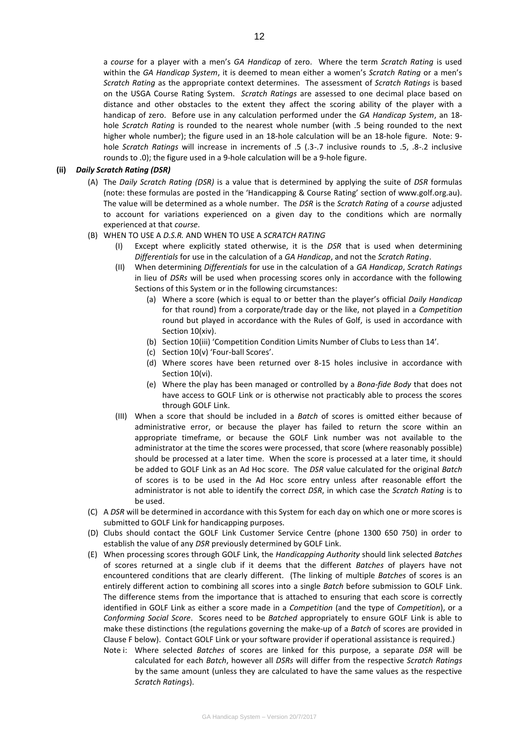a *course* for a player with a men's *GA Handicap* of zero. Where the term *Scratch Rating* is used within the *GA Handicap System*, it is deemed to mean either a women's *Scratch Rating* or a men's *Scratch Rating* as the appropriate context determines. The assessment of *Scratch Ratings* is based on the USGA Course Rating System. *Scratch Ratings* are assessed to one decimal place based on distance and other obstacles to the extent they affect the scoring ability of the player with a handicap of zero. Before use in any calculation performed under the *GA Handicap System*, an 18-hole *Scratch Rating* is rounded to the nearest whole number (with .5 being rounded to the next higher whole number); the figure used in an 18-hole calculation will be an 18-hole figure. Note: 9-hole *Scratch Ratings* will increase in increments of .5 (.3-.7 inclusive rounds to .5, .8-.2 inclusive rounds to .0); the figure used in a 9-hole calculation will be a 9-hole figure.

**(ii)** ***Daily Scratch Rating (DSR)***

(A) The *Daily Scratch Rating (DSR)* is a value that is determined by applying the suite of *DSR* formulas (note: these formulas are posted in the 'Handicapping & Course Rating' section of www.golf.org.au). The value will be determined as a whole number. The *DSR* is the *Scratch Rating* of a *course* adjusted to account for variations experienced on a given day to the conditions which are normally experienced at that *course*.

(B) WHEN TO USE A *D.S.R.* AND WHEN TO USE A *SCRATCH RATING*

(I) Except where explicitly stated otherwise, it is the *DSR* that is used when determining *Differentials* for use in the calculation of a *GA Handicap*, and not the *Scratch Rating*.

(II) When determining *Differentials* for use in the calculation of a *GA Handicap*, *Scratch Ratings* in lieu of *DSRs* will be used when processing scores only in accordance with the following Sections of this System or in the following circumstances:

(a) Where a score (which is equal to or better than the player's official *Daily Handicap* for that round) from a corporate/trade day or the like, not played in a *Competition* round but played in accordance with the Rules of Golf, is used in accordance with Section 10(xiv).

(b) Section 10(iii) 'Competition Condition Limits Number of Clubs to Less than 14'.

(c) Section 10(v) 'Four-ball Scores'.

(d) Where scores have been returned over 8-15 holes inclusive in accordance with Section 10(vi).

(e) Where the play has been managed or controlled by a *Bona-fide Body* that does not have access to GOLF Link or is otherwise not practicably able to process the scores through GOLF Link.

(III) When a score that should be included in a *Batch* of scores is omitted either because of administrative error, or because the player has failed to return the score within an appropriate timeframe, or because the GOLF Link number was not available to the administrator at the time the scores were processed, that score (where reasonably possible) should be processed at a later time. When the score is processed at a later time, it should be added to GOLF Link as an Ad Hoc score. The *DSR* value calculated for the original *Batch* of scores is to be used in the Ad Hoc score entry unless after reasonable effort the administrator is not able to identify the correct *DSR*, in which case the *Scratch Rating* is to be used.

(C) A *DSR* will be determined in accordance with this System for each day on which one or more scores is submitted to GOLF Link for handicapping purposes.

(D) Clubs should contact the GOLF Link Customer Service Centre (phone 1300 650 750) in order to establish the value of any *DSR* previously determined by GOLF Link.

(E) When processing scores through GOLF Link, the *Handicapping Authority* should link selected *Batches* of scores returned at a single club if it deems that the different *Batches* of players have not encountered conditions that are clearly different. (The linking of multiple *Batches* of scores is an entirely different action to combining all scores into a single *Batch* before submission to GOLF Link. The difference stems from the importance that is attached to ensuring that each score is correctly identified in GOLF Link as either a score made in a *Competition* (and the type of *Competition*), or a *Conforming Social Score*. Scores need to be *Batched* appropriately to ensure GOLF Link is able to make these distinctions (the regulations governing the make-up of a *Batch* of scores are provided in Clause F below). Contact GOLF Link or your software provider if operational assistance is required.)

Note i: Where selected *Batches* of scores are linked for this purpose, a separate *DSR* will be calculated for each *Batch*, however all *DSRs* will differ from the respective *Scratch Ratings* by the same amount (unless they are calculated to have the same values as the respective *Scratch Ratings*).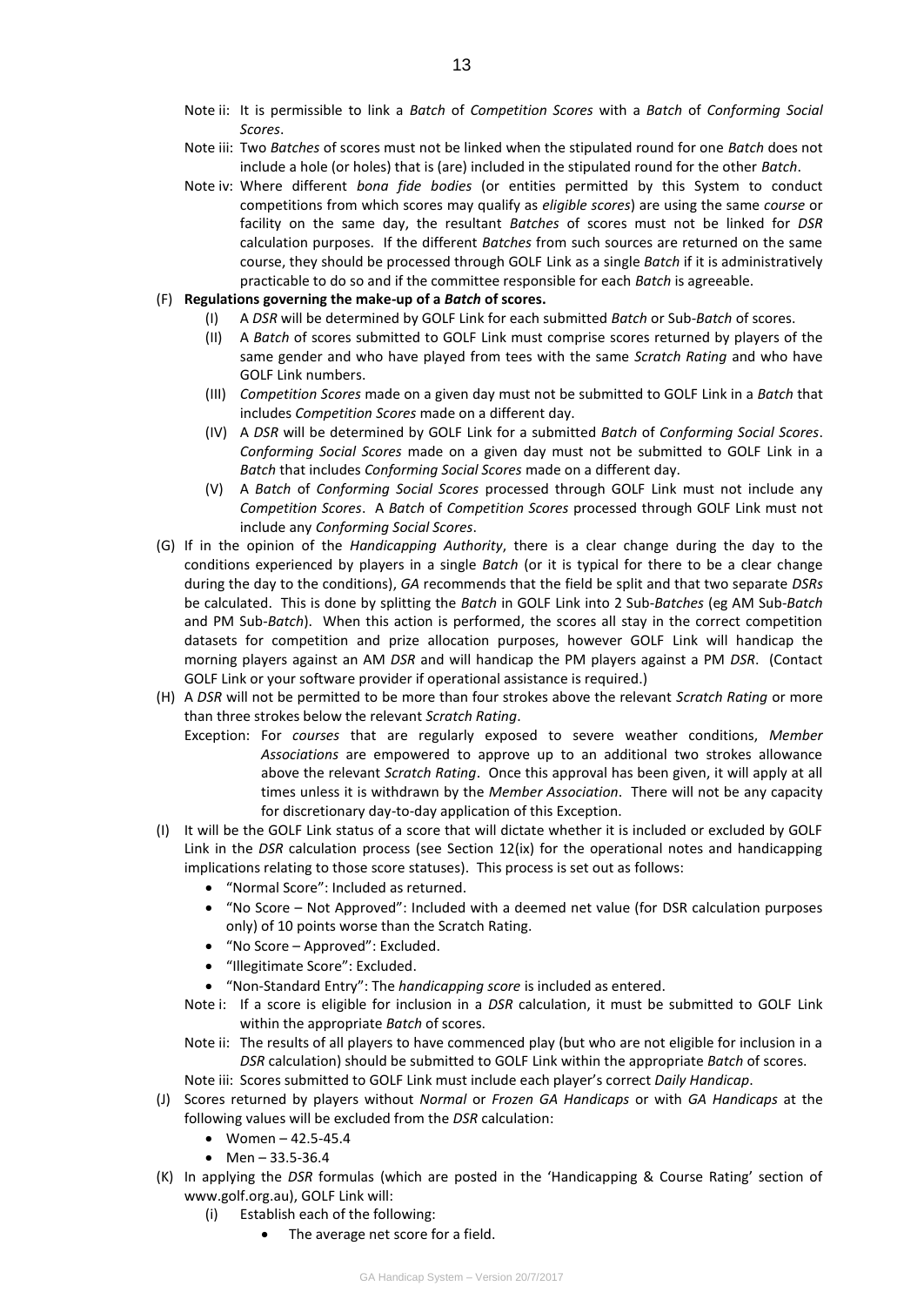Note ii: It is permissible to link a *Batch* of *Competition Scores* with a *Batch* of *Conforming Social Scores*.

Note iii: Two *Batches* of scores must not be linked when the stipulated round for one *Batch* does not include a hole (or holes) that is (are) included in the stipulated round for the other *Batch*.

Note iv: Where different *bona fide bodies* (or entities permitted by this System to conduct competitions from which scores may qualify as *eligible scores*) are using the same *course* or facility on the same day, the resultant *Batches* of scores must not be linked for *DSR* calculation purposes. If the different *Batches* from such sources are returned on the same course, they should be processed through GOLF Link as a single *Batch* if it is administratively practicable to do so and if the committee responsible for each *Batch* is agreeable.

(F) **Regulations governing the make-up of a *Batch* of scores.**

(I) A *DSR* will be determined by GOLF Link for each submitted *Batch* or Sub-*Batch* of scores.

(II) A *Batch* of scores submitted to GOLF Link must comprise scores returned by players of the same gender and who have played from tees with the same *Scratch Rating* and who have GOLF Link numbers.

(III) *Competition Scores* made on a given day must not be submitted to GOLF Link in a *Batch* that includes *Competition Scores* made on a different day.

(IV) A *DSR* will be determined by GOLF Link for a submitted *Batch* of *Conforming Social Scores*. *Conforming Social Scores* made on a given day must not be submitted to GOLF Link in a *Batch* that includes *Conforming Social Scores* made on a different day.

(V) A *Batch* of *Conforming Social Scores* processed through GOLF Link must not include any *Competition Scores*. A *Batch* of *Competition Scores* processed through GOLF Link must not include any *Conforming Social Scores*.

(G) If in the opinion of the *Handicapping Authority*, there is a clear change during the day to the conditions experienced by players in a single *Batch* (or it is typical for there to be a clear change during the day to the conditions), *GA* recommends that the field be split and that two separate *DSRs* be calculated. This is done by splitting the *Batch* in GOLF Link into 2 Sub-*Batches* (eg AM Sub-*Batch* and PM Sub-*Batch*). When this action is performed, the scores all stay in the correct competition datasets for competition and prize allocation purposes, however GOLF Link will handicap the morning players against an AM *DSR* and will handicap the PM players against a PM *DSR*. (Contact GOLF Link or your software provider if operational assistance is required.)

(H) A *DSR* will not be permitted to be more than four strokes above the relevant *Scratch Rating* or more than three strokes below the relevant *Scratch Rating*.

Exception: For *courses* that are regularly exposed to severe weather conditions, *Member Associations* are empowered to approve up to an additional two strokes allowance above the relevant *Scratch Rating*. Once this approval has been given, it will apply at all times unless it is withdrawn by the *Member Association*. There will not be any capacity for discretionary day-to-day application of this Exception.

(I) It will be the GOLF Link status of a score that will dictate whether it is included or excluded by GOLF Link in the *DSR* calculation process (see Section 12(ix) for the operational notes and handicapping implications relating to those score statuses). This process is set out as follows:

- "Normal Score": Included as returned.
- "No Score – Not Approved": Included with a deemed net value (for DSR calculation purposes only) of 10 points worse than the Scratch Rating.
- "No Score – Approved": Excluded.
- "Illegitimate Score": Excluded.
- "Non-Standard Entry": The *handicapping score* is included as entered.

Note i: If a score is eligible for inclusion in a *DSR* calculation, it must be submitted to GOLF Link within the appropriate *Batch* of scores.

Note ii: The results of all players to have commenced play (but who are not eligible for inclusion in a *DSR* calculation) should be submitted to GOLF Link within the appropriate *Batch* of scores.

Note iii: Scores submitted to GOLF Link must include each player's correct *Daily Handicap*.

(J) Scores returned by players without *Normal* or *Frozen GA Handicaps* or with *GA Handicaps* at the following values will be excluded from the *DSR* calculation:

- Women – 42.5-45.4
- Men – 33.5-36.4

(K) In applying the *DSR* formulas (which are posted in the 'Handicapping & Course Rating' section of www.golf.org.au), GOLF Link will:

(i) Establish each of the following:

- The average net score for a field.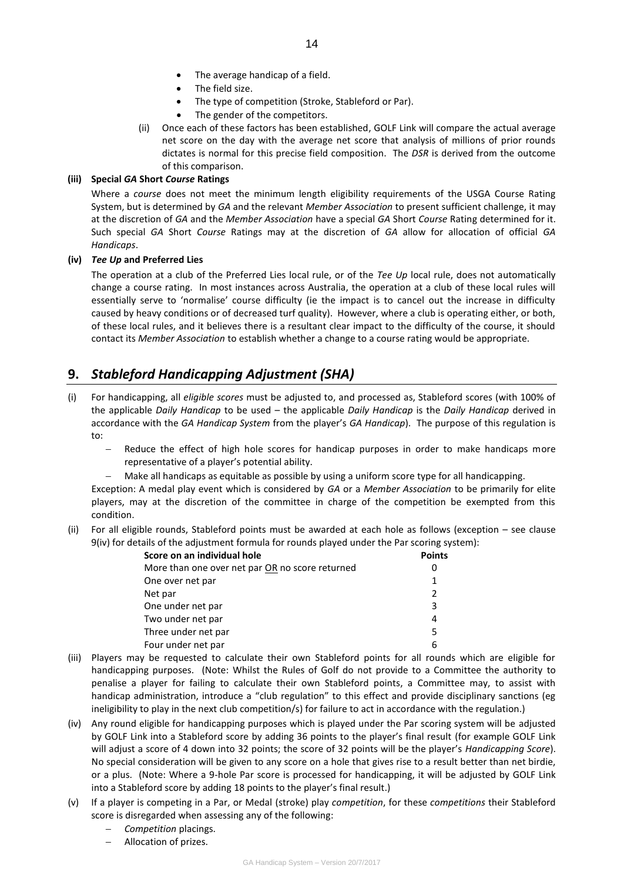- The average handicap of a field.
- The field size.
- The type of competition (Stroke, Stableford or Par).
- The gender of the competitors.

(ii) Once each of these factors has been established, GOLF Link will compare the actual average net score on the day with the average net score that analysis of millions of prior rounds dictates is normal for this precise field composition. The *DSR* is derived from the outcome of this comparison.

**(iii) Special *GA* Short *Course* Ratings**

Where a *course* does not meet the minimum length eligibility requirements of the USGA Course Rating System, but is determined by *GA* and the relevant *Member Association* to present sufficient challenge, it may at the discretion of *GA* and the *Member Association* have a special *GA* Short *Course* Rating determined for it. Such special *GA* Short *Course* Ratings may at the discretion of *GA* allow for allocation of official *GA Handicaps*.

**(iv) *Tee Up* and Preferred Lies**

The operation at a club of the Preferred Lies local rule, or of the *Tee Up* local rule, does not automatically change a course rating. In most instances across Australia, the operation at a club of these local rules will essentially serve to 'normalise' course difficulty (ie the impact is to cancel out the increase in difficulty caused by heavy conditions or of decreased turf quality). However, where a club is operating either, or both, of these local rules, and it believes there is a resultant clear impact to the difficulty of the course, it should contact its *Member Association* to establish whether a change to a course rating would be appropriate.

## 9. *Stableford Handicapping Adjustment (SHA)*

(i) For handicapping, all *eligible scores* must be adjusted to, and processed as, Stableford scores (with 100% of the applicable *Daily Handicap* to be used – the applicable *Daily Handicap* is the *Daily Handicap* derived in accordance with the *GA Handicap System* from the player's *GA Handicap*). The purpose of this regulation is to:

- Reduce the effect of high hole scores for handicap purposes in order to make handicaps more representative of a player's potential ability.
- Make all handicaps as equitable as possible by using a uniform score type for all handicapping.

Exception: A medal play event which is considered by *GA* or a *Member Association* to be primarily for elite players, may at the discretion of the committee in charge of the competition be exempted from this condition.

(ii) For all eligible rounds, Stableford points must be awarded at each hole as follows (exception – see clause 9(iv) for details of the adjustment formula for rounds played under the Par scoring system):

| Score on an individual hole | Points |
|---|---|
| More than one over net par OR no score returned | 0 |
| One over net par | 1 |
| Net par | 2 |
| One under net par | 3 |
| Two under net par | 4 |
| Three under net par | 5 |
| Four under net par | 6 |

(iii) Players may be requested to calculate their own Stableford points for all rounds which are eligible for handicapping purposes. (Note: Whilst the Rules of Golf do not provide to a Committee the authority to penalise a player for failing to calculate their own Stableford points, a Committee may, to assist with handicap administration, introduce a "club regulation" to this effect and provide disciplinary sanctions (eg ineligibility to play in the next club competition/s) for failure to act in accordance with the regulation.)

(iv) Any round eligible for handicapping purposes which is played under the Par scoring system will be adjusted by GOLF Link into a Stableford score by adding 36 points to the player's final result (for example GOLF Link will adjust a score of 4 down into 32 points; the score of 32 points will be the player's *Handicapping Score*). No special consideration will be given to any score on a hole that gives rise to a result better than net birdie, or a plus. (Note: Where a 9-hole Par score is processed for handicapping, it will be adjusted by GOLF Link into a Stableford score by adding 18 points to the player's final result.)

(v) If a player is competing in a Par, or Medal (stroke) play *competition*, for these *competitions* their Stableford score is disregarded when assessing any of the following:

- *Competition* placings.
- Allocation of prizes.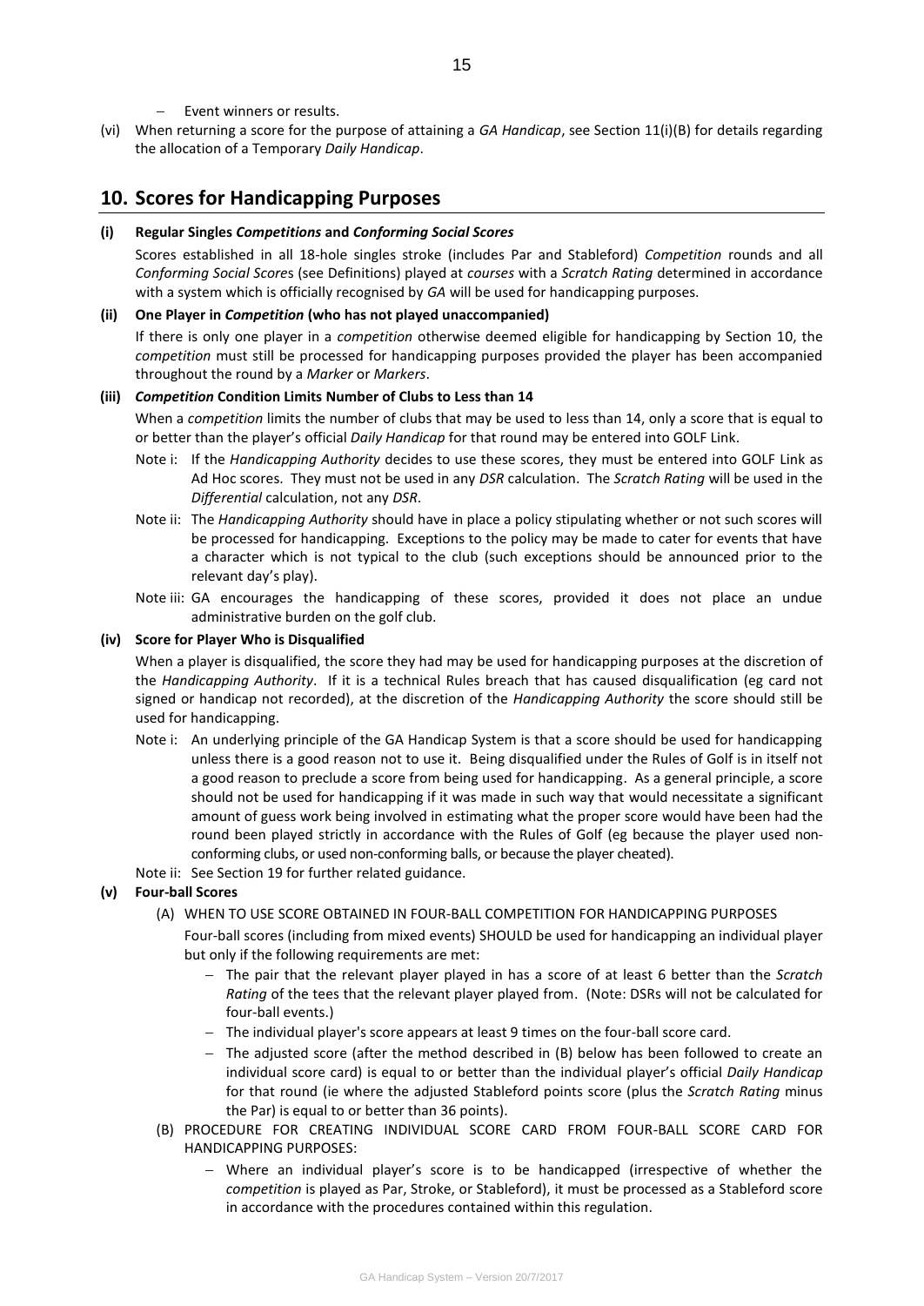- Event winners or results.

(vi) When returning a score for the purpose of attaining a *GA Handicap*, see Section 11(i)(B) for details regarding the allocation of a Temporary *Daily Handicap*.

## 10. Scores for Handicapping Purposes

**(i) Regular Singles *Competitions* and *Conforming Social Scores***

Scores established in all 18-hole singles stroke (includes Par and Stableford) *Competition* rounds and all *Conforming Social Score*s (see Definitions) played at *courses* with a *Scratch Rating* determined in accordance with a system which is officially recognised by *GA* will be used for handicapping purposes.

**(ii) One Player in *Competition* (who has not played unaccompanied)**

If there is only one player in a *competition* otherwise deemed eligible for handicapping by Section 10, the *competition* must still be processed for handicapping purposes provided the player has been accompanied throughout the round by a *Marker* or *Markers*.

**(iii) *Competition* Condition Limits Number of Clubs to Less than 14**

When a *competition* limits the number of clubs that may be used to less than 14, only a score that is equal to or better than the player's official *Daily Handicap* for that round may be entered into GOLF Link.

Note i: If the *Handicapping Authority* decides to use these scores, they must be entered into GOLF Link as Ad Hoc scores. They must not be used in any *DSR* calculation. The *Scratch Rating* will be used in the *Differential* calculation, not any *DSR*.

Note ii: The *Handicapping Authority* should have in place a policy stipulating whether or not such scores will be processed for handicapping. Exceptions to the policy may be made to cater for events that have a character which is not typical to the club (such exceptions should be announced prior to the relevant day's play).

Note iii: GA encourages the handicapping of these scores, provided it does not place an undue administrative burden on the golf club.

**(iv) Score for Player Who is Disqualified**

When a player is disqualified, the score they had may be used for handicapping purposes at the discretion of the *Handicapping Authority*. If it is a technical Rules breach that has caused disqualification (eg card not signed or handicap not recorded), at the discretion of the *Handicapping Authority* the score should still be used for handicapping.

Note i: An underlying principle of the GA Handicap System is that a score should be used for handicapping unless there is a good reason not to use it. Being disqualified under the Rules of Golf is in itself not a good reason to preclude a score from being used for handicapping. As a general principle, a score should not be used for handicapping if it was made in such way that would necessitate a significant amount of guess work being involved in estimating what the proper score would have been had the round been played strictly in accordance with the Rules of Golf (eg because the player used non-conforming clubs, or used non-conforming balls, or because the player cheated).

Note ii: See Section 19 for further related guidance.

**(v) Four-ball Scores**

(A) WHEN TO USE SCORE OBTAINED IN FOUR-BALL COMPETITION FOR HANDICAPPING PURPOSES

Four-ball scores (including from mixed events) SHOULD be used for handicapping an individual player but only if the following requirements are met:

- The pair that the relevant player played in has a score of at least 6 better than the *Scratch Rating* of the tees that the relevant player played from. (Note: DSRs will not be calculated for four-ball events.)
- The individual player's score appears at least 9 times on the four-ball score card.
- The adjusted score (after the method described in (B) below has been followed to create an individual score card) is equal to or better than the individual player's official *Daily Handicap* for that round (ie where the adjusted Stableford points score (plus the *Scratch Rating* minus the Par) is equal to or better than 36 points).

(B) PROCEDURE FOR CREATING INDIVIDUAL SCORE CARD FROM FOUR-BALL SCORE CARD FOR HANDICAPPING PURPOSES:

- Where an individual player's score is to be handicapped (irrespective of whether the *competition* is played as Par, Stroke, or Stableford), it must be processed as a Stableford score in accordance with the procedures contained within this regulation.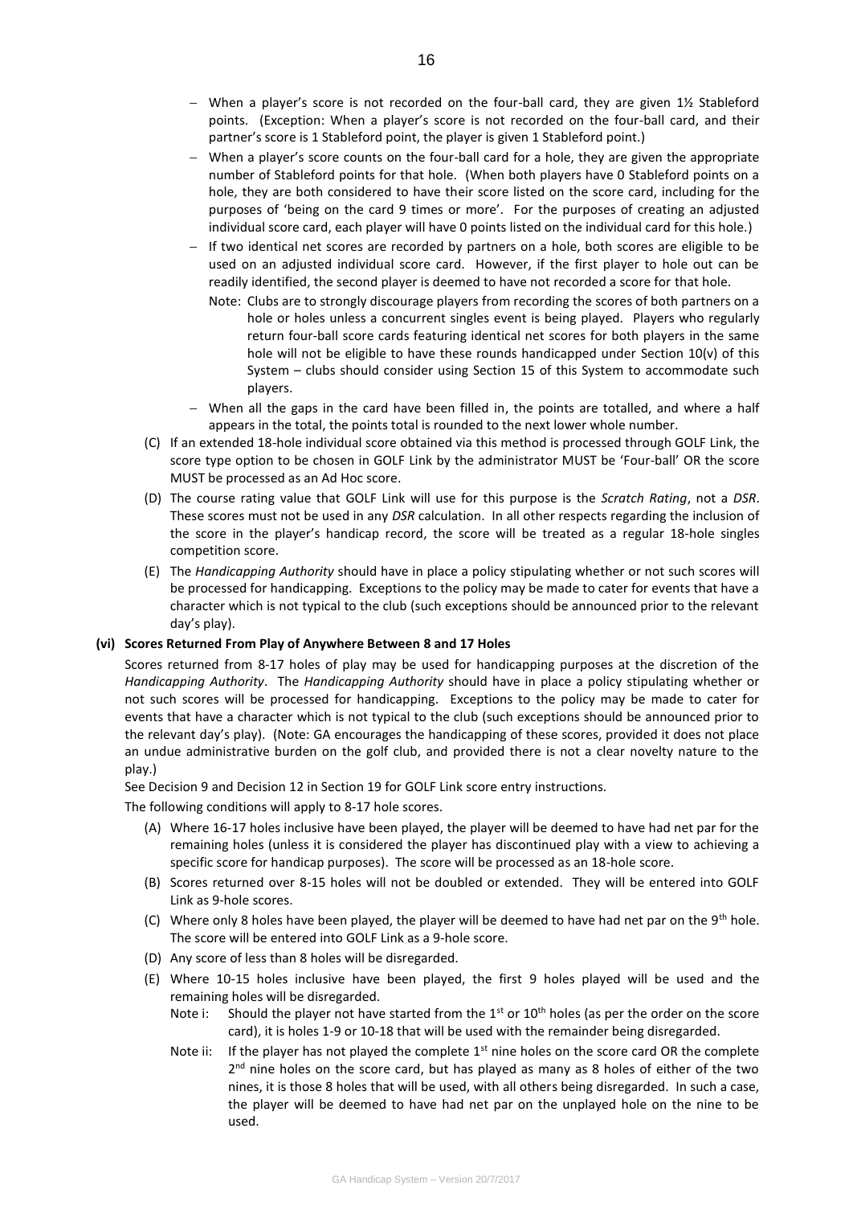- When a player's score is not recorded on the four-ball card, they are given 1½ Stableford points. (Exception: When a player's score is not recorded on the four-ball card, and their partner's score is 1 Stableford point, the player is given 1 Stableford point.)
- When a player's score counts on the four-ball card for a hole, they are given the appropriate number of Stableford points for that hole. (When both players have 0 Stableford points on a hole, they are both considered to have their score listed on the score card, including for the purposes of 'being on the card 9 times or more'. For the purposes of creating an adjusted individual score card, each player will have 0 points listed on the individual card for this hole.)
- If two identical net scores are recorded by partners on a hole, both scores are eligible to be used on an adjusted individual score card. However, if the first player to hole out can be readily identified, the second player is deemed to have not recorded a score for that hole.

  Note: Clubs are to strongly discourage players from recording the scores of both partners on a hole or holes unless a concurrent singles event is being played. Players who regularly return four-ball score cards featuring identical net scores for both players in the same hole will not be eligible to have these rounds handicapped under Section 10(v) of this System – clubs should consider using Section 15 of this System to accommodate such players.
- When all the gaps in the card have been filled in, the points are totalled, and where a half appears in the total, the points total is rounded to the next lower whole number.

(C) If an extended 18-hole individual score obtained via this method is processed through GOLF Link, the score type option to be chosen in GOLF Link by the administrator MUST be 'Four-ball' OR the score MUST be processed as an Ad Hoc score.

(D) The course rating value that GOLF Link will use for this purpose is the *Scratch Rating*, not a *DSR*. These scores must not be used in any *DSR* calculation. In all other respects regarding the inclusion of the score in the player's handicap record, the score will be treated as a regular 18-hole singles competition score.

(E) The *Handicapping Authority* should have in place a policy stipulating whether or not such scores will be processed for handicapping. Exceptions to the policy may be made to cater for events that have a character which is not typical to the club (such exceptions should be announced prior to the relevant day's play).

**(vi) Scores Returned From Play of Anywhere Between 8 and 17 Holes**

Scores returned from 8-17 holes of play may be used for handicapping purposes at the discretion of the *Handicapping Authority*. The *Handicapping Authority* should have in place a policy stipulating whether or not such scores will be processed for handicapping. Exceptions to the policy may be made to cater for events that have a character which is not typical to the club (such exceptions should be announced prior to the relevant day's play). (Note: GA encourages the handicapping of these scores, provided it does not place an undue administrative burden on the golf club, and provided there is not a clear novelty nature to the play.)

See Decision 9 and Decision 12 in Section 19 for GOLF Link score entry instructions.

The following conditions will apply to 8-17 hole scores.

(A) Where 16-17 holes inclusive have been played, the player will be deemed to have had net par for the remaining holes (unless it is considered the player has discontinued play with a view to achieving a specific score for handicap purposes). The score will be processed as an 18-hole score.

(B) Scores returned over 8-15 holes will not be doubled or extended. They will be entered into GOLF Link as 9-hole scores.

(C) Where only 8 holes have been played, the player will be deemed to have had net par on the 9th hole. The score will be entered into GOLF Link as a 9-hole score.

(D) Any score of less than 8 holes will be disregarded.

(E) Where 10-15 holes inclusive have been played, the first 9 holes played will be used and the remaining holes will be disregarded.

Note i: Should the player not have started from the 1st or 10th holes (as per the order on the score card), it is holes 1-9 or 10-18 that will be used with the remainder being disregarded.

Note ii: If the player has not played the complete 1st nine holes on the score card OR the complete 2nd nine holes on the score card, but has played as many as 8 holes of either of the two nines, it is those 8 holes that will be used, with all others being disregarded. In such a case, the player will be deemed to have had net par on the unplayed hole on the nine to be used.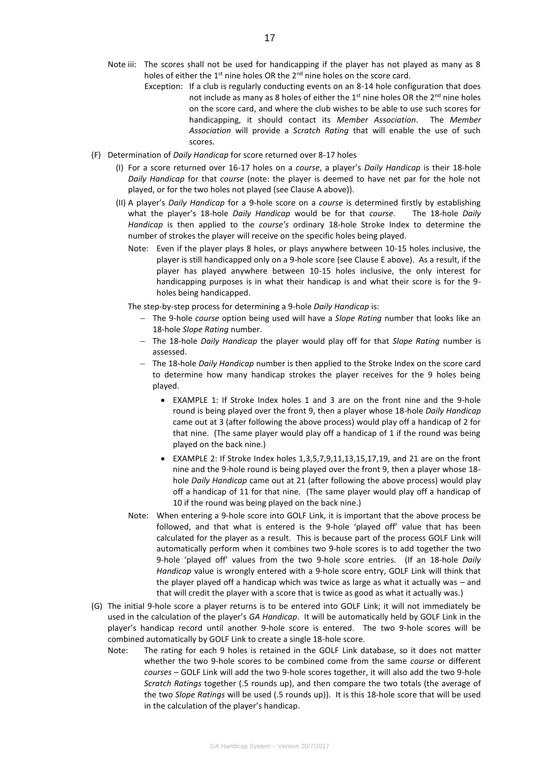Note iii: The scores shall not be used for handicapping if the player has not played as many as 8 holes of either the 1st nine holes OR the 2nd nine holes on the score card.

Exception: If a club is regularly conducting events on an 8-14 hole configuration that does not include as many as 8 holes of either the 1st nine holes OR the 2nd nine holes on the score card, and where the club wishes to be able to use such scores for handicapping, it should contact its *Member Association*. The *Member Association* will provide a *Scratch Rating* that will enable the use of such scores.

(F) Determination of *Daily Handicap* for score returned over 8-17 holes

(I) For a score returned over 16-17 holes on a *course*, a player's *Daily Handicap* is their 18-hole *Daily Handicap* for that *course* (note: the player is deemed to have net par for the hole not played, or for the two holes not played (see Clause A above)).

(II) A player's *Daily Handicap* for a 9-hole score on a *course* is determined firstly by establishing what the player's 18-hole *Daily Handicap* would be for that *course*. The 18-hole *Daily Handicap* is then applied to the *course's* ordinary 18-hole Stroke Index to determine the number of strokes the player will receive on the specific holes being played.

Note: Even if the player plays 8 holes, or plays anywhere between 10-15 holes inclusive, the player is still handicapped only on a 9-hole score (see Clause E above). As a result, if the player has played anywhere between 10-15 holes inclusive, the only interest for handicapping purposes is in what their handicap is and what their score is for the 9-holes being handicapped.

The step-by-step process for determining a 9-hole *Daily Handicap* is:

- The 9-hole *course* option being used will have a *Slope Rating* number that looks like an 18-hole *Slope Rating* number.
- The 18-hole *Daily Handicap* the player would play off for that *Slope Rating* number is assessed.
- The 18-hole *Daily Handicap* number is then applied to the Stroke Index on the score card to determine how many handicap strokes the player receives for the 9 holes being played.
  - EXAMPLE 1: If Stroke Index holes 1 and 3 are on the front nine and the 9-hole round is being played over the front 9, then a player whose 18-hole *Daily Handicap* came out at 3 (after following the above process) would play off a handicap of 2 for that nine. (The same player would play off a handicap of 1 if the round was being played on the back nine.)
  - EXAMPLE 2: If Stroke Index holes 1,3,5,7,9,11,13,15,17,19, and 21 are on the front nine and the 9-hole round is being played over the front 9, then a player whose 18-hole *Daily Handicap* came out at 21 (after following the above process) would play off a handicap of 11 for that nine. (The same player would play off a handicap of 10 if the round was being played on the back nine.)

Note: When entering a 9-hole score into GOLF Link, it is important that the above process be followed, and that what is entered is the 9-hole 'played off' value that has been calculated for the player as a result. This is because part of the process GOLF Link will automatically perform when it combines two 9-hole scores is to add together the two 9-hole 'played off' values from the two 9-hole score entries. (If an 18-hole *Daily Handicap* value is wrongly entered with a 9-hole score entry, GOLF Link will think that the player played off a handicap which was twice as large as what it actually was – and that will credit the player with a score that is twice as good as what it actually was.)

(G) The initial 9-hole score a player returns is to be entered into GOLF Link; it will not immediately be used in the calculation of the player's *GA Handicap*. It will be automatically held by GOLF Link in the player's handicap record until another 9-hole score is entered. The two 9-hole scores will be combined automatically by GOLF Link to create a single 18-hole score.

Note: The rating for each 9 holes is retained in the GOLF Link database, so it does not matter whether the two 9-hole scores to be combined come from the same *course* or different *courses* – GOLF Link will add the two 9-hole scores together, it will also add the two 9-hole *Scratch Ratings* together (.5 rounds up), and then compare the two totals (the average of the two *Slope Ratings* will be used (.5 rounds up)). It is this 18-hole score that will be used in the calculation of the player's handicap.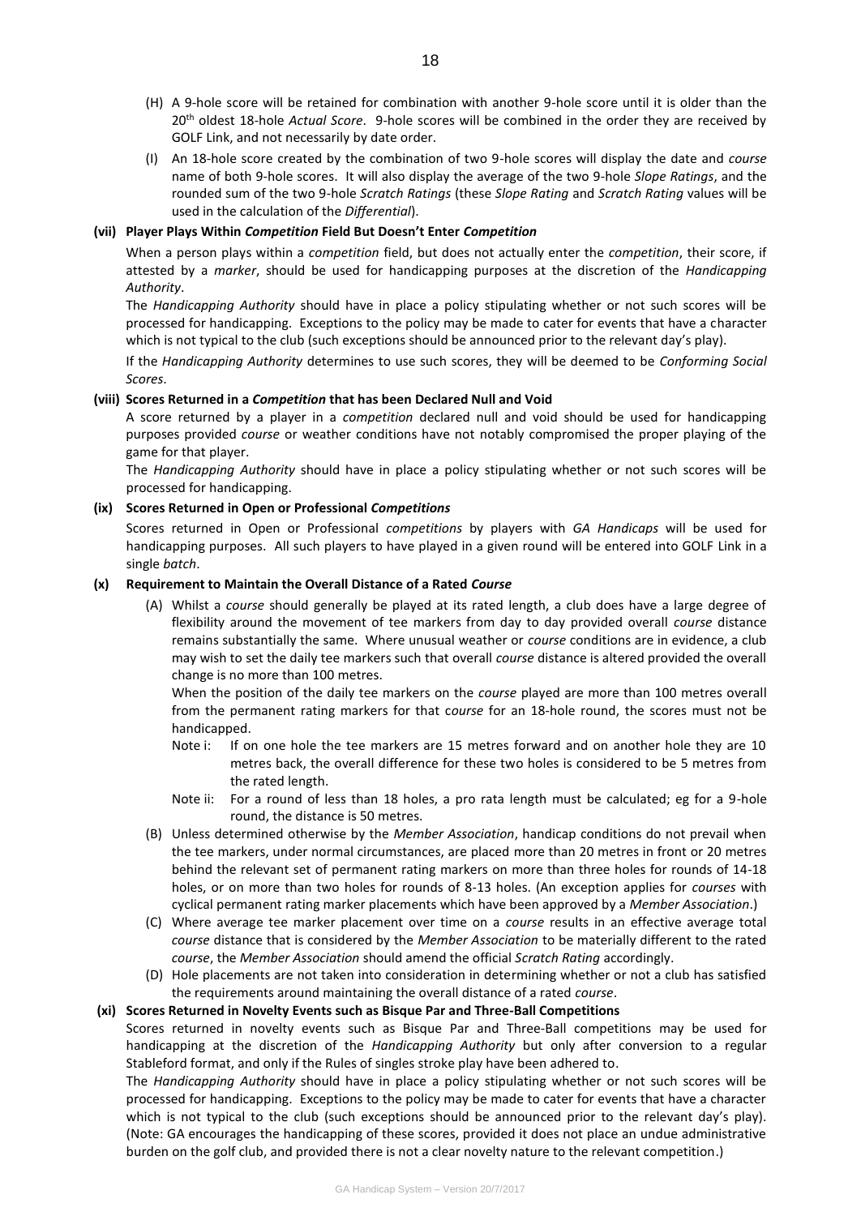(H) A 9-hole score will be retained for combination with another 9-hole score until it is older than the 20th oldest 18-hole *Actual Score*. 9-hole scores will be combined in the order they are received by GOLF Link, and not necessarily by date order.

(I) An 18-hole score created by the combination of two 9-hole scores will display the date and *course* name of both 9-hole scores. It will also display the average of the two 9-hole *Slope Ratings*, and the rounded sum of the two 9-hole *Scratch Ratings* (these *Slope Rating* and *Scratch Rating* values will be used in the calculation of the *Differential*).

**(vii) Player Plays Within *Competition* Field But Doesn't Enter *Competition***

When a person plays within a *competition* field, but does not actually enter the *competition*, their score, if attested by a *marker*, should be used for handicapping purposes at the discretion of the *Handicapping Authority*.

The *Handicapping Authority* should have in place a policy stipulating whether or not such scores will be processed for handicapping. Exceptions to the policy may be made to cater for events that have a character which is not typical to the club (such exceptions should be announced prior to the relevant day's play).

If the *Handicapping Authority* determines to use such scores, they will be deemed to be *Conforming Social Scores*.

**(viii) Scores Returned in a *Competition* that has been Declared Null and Void**

A score returned by a player in a *competition* declared null and void should be used for handicapping purposes provided *course* or weather conditions have not notably compromised the proper playing of the game for that player.

The *Handicapping Authority* should have in place a policy stipulating whether or not such scores will be processed for handicapping.

**(ix) Scores Returned in Open or Professional *Competitions***

Scores returned in Open or Professional *competitions* by players with *GA Handicaps* will be used for handicapping purposes. All such players to have played in a given round will be entered into GOLF Link in a single *batch*.

**(x) Requirement to Maintain the Overall Distance of a Rated *Course***

(A) Whilst a *course* should generally be played at its rated length, a club does have a large degree of flexibility around the movement of tee markers from day to day provided overall *course* distance remains substantially the same. Where unusual weather or *course* conditions are in evidence, a club may wish to set the daily tee markers such that overall *course* distance is altered provided the overall change is no more than 100 metres.

When the position of the daily tee markers on the *course* played are more than 100 metres overall from the permanent rating markers for that c*ourse* for an 18-hole round, the scores must not be handicapped.

Note i: If on one hole the tee markers are 15 metres forward and on another hole they are 10 metres back, the overall difference for these two holes is considered to be 5 metres from the rated length.

Note ii: For a round of less than 18 holes, a pro rata length must be calculated; eg for a 9-hole round, the distance is 50 metres.

(B) Unless determined otherwise by the *Member Association*, handicap conditions do not prevail when the tee markers, under normal circumstances, are placed more than 20 metres in front or 20 metres behind the relevant set of permanent rating markers on more than three holes for rounds of 14-18 holes, or on more than two holes for rounds of 8-13 holes. (An exception applies for *courses* with cyclical permanent rating marker placements which have been approved by a *Member Association*.)

(C) Where average tee marker placement over time on a *course* results in an effective average total *course* distance that is considered by the *Member Association* to be materially different to the rated *course*, the *Member Association* should amend the official *Scratch Rating* accordingly.

(D) Hole placements are not taken into consideration in determining whether or not a club has satisfied the requirements around maintaining the overall distance of a rated *course*.

**(xi) Scores Returned in Novelty Events such as Bisque Par and Three-Ball Competitions**

Scores returned in novelty events such as Bisque Par and Three-Ball competitions may be used for handicapping at the discretion of the *Handicapping Authority* but only after conversion to a regular Stableford format, and only if the Rules of singles stroke play have been adhered to.

The *Handicapping Authority* should have in place a policy stipulating whether or not such scores will be processed for handicapping. Exceptions to the policy may be made to cater for events that have a character which is not typical to the club (such exceptions should be announced prior to the relevant day's play). (Note: GA encourages the handicapping of these scores, provided it does not place an undue administrative burden on the golf club, and provided there is not a clear novelty nature to the relevant competition.)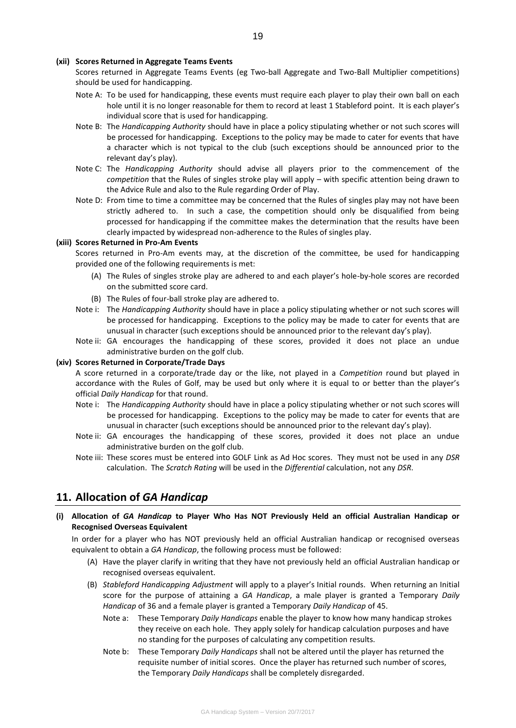**(xii) Scores Returned in Aggregate Teams Events**

Scores returned in Aggregate Teams Events (eg Two-ball Aggregate and Two-Ball Multiplier competitions) should be used for handicapping.

Note A: To be used for handicapping, these events must require each player to play their own ball on each hole until it is no longer reasonable for them to record at least 1 Stableford point. It is each player's individual score that is used for handicapping.

Note B: The *Handicapping Authority* should have in place a policy stipulating whether or not such scores will be processed for handicapping. Exceptions to the policy may be made to cater for events that have a character which is not typical to the club (such exceptions should be announced prior to the relevant day's play).

Note C: The *Handicapping Authority* should advise all players prior to the commencement of the *competition* that the Rules of singles stroke play will apply – with specific attention being drawn to the Advice Rule and also to the Rule regarding Order of Play.

Note D: From time to time a committee may be concerned that the Rules of singles play may not have been strictly adhered to. In such a case, the competition should only be disqualified from being processed for handicapping if the committee makes the determination that the results have been clearly impacted by widespread non-adherence to the Rules of singles play.

**(xiii) Scores Returned in Pro-Am Events**

Scores returned in Pro-Am events may, at the discretion of the committee, be used for handicapping provided one of the following requirements is met:

(A) The Rules of singles stroke play are adhered to and each player's hole-by-hole scores are recorded on the submitted score card.

(B) The Rules of four-ball stroke play are adhered to.

Note i: The *Handicapping Authority* should have in place a policy stipulating whether or not such scores will be processed for handicapping. Exceptions to the policy may be made to cater for events that are unusual in character (such exceptions should be announced prior to the relevant day's play).

Note ii: GA encourages the handicapping of these scores, provided it does not place an undue administrative burden on the golf club.

**(xiv) Scores Returned in Corporate/Trade Days**

A score returned in a corporate/trade day or the like, not played in a *Competition* round but played in accordance with the Rules of Golf, may be used but only where it is equal to or better than the player's official *Daily Handicap* for that round.

Note i: The *Handicapping Authority* should have in place a policy stipulating whether or not such scores will be processed for handicapping. Exceptions to the policy may be made to cater for events that are unusual in character (such exceptions should be announced prior to the relevant day's play).

Note ii: GA encourages the handicapping of these scores, provided it does not place an undue administrative burden on the golf club.

Note iii: These scores must be entered into GOLF Link as Ad Hoc scores. They must not be used in any *DSR* calculation. The *Scratch Rating* will be used in the *Differential* calculation, not any *DSR*.

## 11. Allocation of *GA Handicap*

**(i) Allocation of *GA Handicap* to Player Who Has NOT Previously Held an official Australian Handicap or Recognised Overseas Equivalent**

In order for a player who has NOT previously held an official Australian handicap or recognised overseas equivalent to obtain a *GA Handicap*, the following process must be followed:

(A) Have the player clarify in writing that they have not previously held an official Australian handicap or recognised overseas equivalent.

(B) *Stableford Handicapping Adjustment* will apply to a player's Initial rounds. When returning an Initial score for the purpose of attaining a *GA Handicap*, a male player is granted a Temporary *Daily Handicap* of 36 and a female player is granted a Temporary *Daily Handicap* of 45.

Note a: These Temporary *Daily Handicaps* enable the player to know how many handicap strokes they receive on each hole. They apply solely for handicap calculation purposes and have no standing for the purposes of calculating any competition results.

Note b: These Temporary *Daily Handicaps* shall not be altered until the player has returned the requisite number of initial scores. Once the player has returned such number of scores, the Temporary *Daily Handicaps* shall be completely disregarded.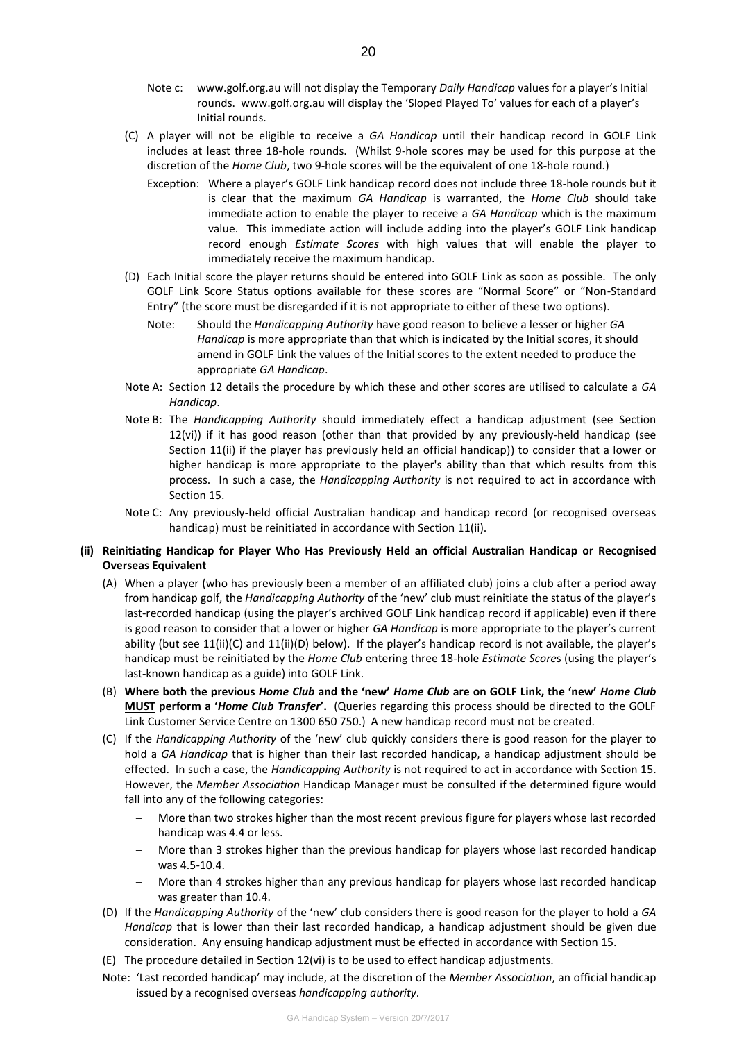Note c: www.golf.org.au will not display the Temporary *Daily Handicap* values for a player's Initial rounds. www.golf.org.au will display the 'Sloped Played To' values for each of a player's Initial rounds.

(C) A player will not be eligible to receive a *GA Handicap* until their handicap record in GOLF Link includes at least three 18-hole rounds. (Whilst 9-hole scores may be used for this purpose at the discretion of the *Home Club*, two 9-hole scores will be the equivalent of one 18-hole round.)

Exception: Where a player's GOLF Link handicap record does not include three 18-hole rounds but it is clear that the maximum *GA Handicap* is warranted, the *Home Club* should take immediate action to enable the player to receive a *GA Handicap* which is the maximum value. This immediate action will include adding into the player's GOLF Link handicap record enough *Estimate Scores* with high values that will enable the player to immediately receive the maximum handicap.

(D) Each Initial score the player returns should be entered into GOLF Link as soon as possible. The only GOLF Link Score Status options available for these scores are "Normal Score" or "Non-Standard Entry" (the score must be disregarded if it is not appropriate to either of these two options).

Note: Should the *Handicapping Authority* have good reason to believe a lesser or higher *GA Handicap* is more appropriate than that which is indicated by the Initial scores, it should amend in GOLF Link the values of the Initial scores to the extent needed to produce the appropriate *GA Handicap*.

Note A: Section 12 details the procedure by which these and other scores are utilised to calculate a *GA Handicap*.

Note B: The *Handicapping Authority* should immediately effect a handicap adjustment (see Section 12(vi)) if it has good reason (other than that provided by any previously-held handicap (see Section 11(ii) if the player has previously held an official handicap)) to consider that a lower or higher handicap is more appropriate to the player's ability than that which results from this process. In such a case, the *Handicapping Authority* is not required to act in accordance with Section 15.

Note C: Any previously-held official Australian handicap and handicap record (or recognised overseas handicap) must be reinitiated in accordance with Section 11(ii).

**(ii) Reinitiating Handicap for Player Who Has Previously Held an official Australian Handicap or Recognised Overseas Equivalent**

(A) When a player (who has previously been a member of an affiliated club) joins a club after a period away from handicap golf, the *Handicapping Authority* of the 'new' club must reinitiate the status of the player's last-recorded handicap (using the player's archived GOLF Link handicap record if applicable) even if there is good reason to consider that a lower or higher *GA Handicap* is more appropriate to the player's current ability (but see 11(ii)(C) and 11(ii)(D) below). If the player's handicap record is not available, the player's handicap must be reinitiated by the *Home Club* entering three 18-hole *Estimate Score*s (using the player's last-known handicap as a guide) into GOLF Link.

(B) **Where both the previous *Home Club* and the 'new' *Home Club* are on GOLF Link, the 'new' *Home Club* <u>MUST</u> perform a '*Home Club Transfer*'.** (Queries regarding this process should be directed to the GOLF Link Customer Service Centre on 1300 650 750.) A new handicap record must not be created.

(C) If the *Handicapping Authority* of the 'new' club quickly considers there is good reason for the player to hold a *GA Handicap* that is higher than their last recorded handicap, a handicap adjustment should be effected. In such a case, the *Handicapping Authority* is not required to act in accordance with Section 15. However, the *Member Association* Handicap Manager must be consulted if the determined figure would fall into any of the following categories:

- More than two strokes higher than the most recent previous figure for players whose last recorded handicap was 4.4 or less.
- More than 3 strokes higher than the previous handicap for players whose last recorded handicap was 4.5-10.4.
- More than 4 strokes higher than any previous handicap for players whose last recorded handicap was greater than 10.4.

(D) If the *Handicapping Authority* of the 'new' club considers there is good reason for the player to hold a *GA Handicap* that is lower than their last recorded handicap, a handicap adjustment should be given due consideration. Any ensuing handicap adjustment must be effected in accordance with Section 15.

(E) The procedure detailed in Section 12(vi) is to be used to effect handicap adjustments.

Note: 'Last recorded handicap' may include, at the discretion of the *Member Association*, an official handicap issued by a recognised overseas *handicapping authority*.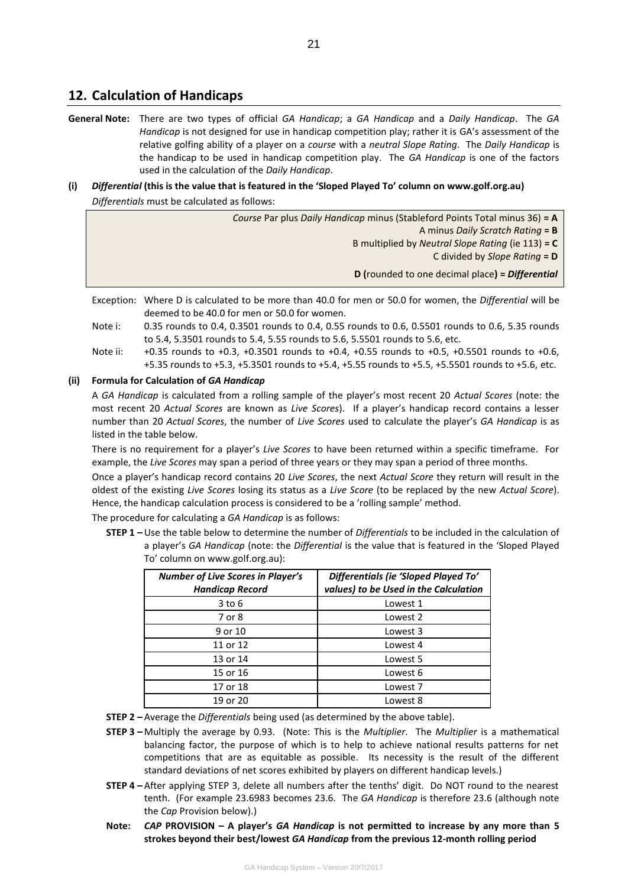## 12. Calculation of Handicaps

**General Note:** There are two types of official *GA Handicap*; a *GA Handicap* and a *Daily Handicap*. The *GA Handicap* is not designed for use in handicap competition play; rather it is GA's assessment of the relative golfing ability of a player on a *course* with a *neutral Slope Rating*. The *Daily Handicap* is the handicap to be used in handicap competition play. The *GA Handicap* is one of the factors used in the calculation of the *Daily Handicap*.

### (i) *Differential* (this is the value that is featured in the 'Sloped Played To' column on www.golf.org.au)

*Differentials* must be calculated as follows:

*Course* Par plus *Daily Handicap* minus (Stableford Points Total minus 36) **= A**
A minus *Daily Scratch Rating* **= B**
B multiplied by *Neutral Slope Rating* (ie 113) **= C**
C divided by *Slope Rating* **= D**

**D (**rounded to one decimal place**) = *Differential***

Exception: Where D is calculated to be more than 40.0 for men or 50.0 for women, the *Differential* will be deemed to be 40.0 for men or 50.0 for women.

Note i: 0.35 rounds to 0.4, 0.3501 rounds to 0.4, 0.55 rounds to 0.6, 0.5501 rounds to 0.6, 5.35 rounds to 5.4, 5.3501 rounds to 5.4, 5.55 rounds to 5.6, 5.5501 rounds to 5.6, etc.

Note ii: +0.35 rounds to +0.3, +0.3501 rounds to +0.4, +0.55 rounds to +0.5, +0.5501 rounds to +0.6, +5.35 rounds to +5.3, +5.3501 rounds to +5.4, +5.55 rounds to +5.5, +5.5501 rounds to +5.6, etc.

### (ii) Formula for Calculation of *GA Handicap*

A *GA Handicap* is calculated from a rolling sample of the player's most recent 20 *Actual Scores* (note: the most recent 20 *Actual Scores* are known as *Live Scores*). If a player's handicap record contains a lesser number than 20 *Actual Scores*, the number of *Live Scores* used to calculate the player's *GA Handicap* is as listed in the table below.

There is no requirement for a player's *Live Scores* to have been returned within a specific timeframe. For example, the *Live Scores* may span a period of three years or they may span a period of three months.

Once a player's handicap record contains 20 *Live Scores*, the next *Actual Score* they return will result in the oldest of the existing *Live Scores* losing its status as a *Live Score* (to be replaced by the new *Actual Score*). Hence, the handicap calculation process is considered to be a 'rolling sample' method.

The procedure for calculating a *GA Handicap* is as follows:

**STEP 1 –** Use the table below to determine the number of *Differentials* to be included in the calculation of a player's *GA Handicap* (note: the *Differential* is the value that is featured in the 'Sloped Played To' column on www.golf.org.au):

| ***Number of Live Scores in Player's Handicap Record*** | ***Differentials (ie 'Sloped Played To' values) to be Used in the Calculation*** |
|---|---|
| 3 to 6 | Lowest 1 |
| 7 or 8 | Lowest 2 |
| 9 or 10 | Lowest 3 |
| 11 or 12 | Lowest 4 |
| 13 or 14 | Lowest 5 |
| 15 or 16 | Lowest 6 |
| 17 or 18 | Lowest 7 |
| 19 or 20 | Lowest 8 |

**STEP 2 –** Average the *Differentials* being used (as determined by the above table).

**STEP 3 –** Multiply the average by 0.93. (Note: This is the *Multiplier*. The *Multiplier* is a mathematical balancing factor, the purpose of which is to help to achieve national results patterns for net competitions that are as equitable as possible. Its necessity is the result of the different standard deviations of net scores exhibited by players on different handicap levels.)

**STEP 4 –** After applying STEP 3, delete all numbers after the tenths' digit. Do NOT round to the nearest tenth. (For example 23.6983 becomes 23.6. The *GA Handicap* is therefore 23.6 (although note the *Cap* Provision below).)

**Note:** ***CAP* PROVISION – A player's *GA Handicap* is not permitted to increase by any more than 5 strokes beyond their best/lowest *GA Handicap* from the previous 12-month rolling period**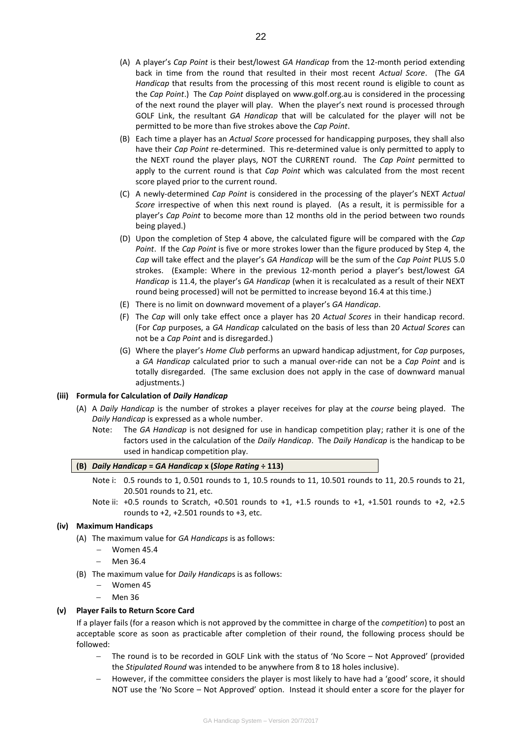(A) A player's *Cap Point* is their best/lowest *GA Handicap* from the 12-month period extending back in time from the round that resulted in their most recent *Actual Score*. (The *GA Handicap* that results from the processing of this most recent round is eligible to count as the *Cap Point*.) The *Cap Point* displayed on www.golf.org.au is considered in the processing of the next round the player will play. When the player's next round is processed through GOLF Link, the resultant *GA Handicap* that will be calculated for the player will not be permitted to be more than five strokes above the *Cap Point*.

(B) Each time a player has an *Actual Score* processed for handicapping purposes, they shall also have their *Cap Point* re-determined. This re-determined value is only permitted to apply to the NEXT round the player plays, NOT the CURRENT round. The *Cap Point* permitted to apply to the current round is that *Cap Point* which was calculated from the most recent score played prior to the current round.

(C) A newly-determined *Cap Point* is considered in the processing of the player's NEXT *Actual Score* irrespective of when this next round is played. (As a result, it is permissible for a player's *Cap Point* to become more than 12 months old in the period between two rounds being played.)

(D) Upon the completion of Step 4 above, the calculated figure will be compared with the *Cap Point*. If the *Cap Point* is five or more strokes lower than the figure produced by Step 4, the *Cap* will take effect and the player's *GA Handicap* will be the sum of the *Cap Point* PLUS 5.0 strokes. (Example: Where in the previous 12-month period a player's best/lowest *GA Handicap* is 11.4, the player's *GA Handicap* (when it is recalculated as a result of their NEXT round being processed) will not be permitted to increase beyond 16.4 at this time.)

(E) There is no limit on downward movement of a player's *GA Handicap*.

(F) The *Cap* will only take effect once a player has 20 *Actual Scores* in their handicap record. (For *Cap* purposes, a *GA Handicap* calculated on the basis of less than 20 *Actual Scores* can not be a *Cap Point* and is disregarded.)

(G) Where the player's *Home Club* performs an upward handicap adjustment, for *Cap* purposes, a *GA Handicap* calculated prior to such a manual over-ride can not be a *Cap Point* and is totally disregarded. (The same exclusion does not apply in the case of downward manual adjustments.)

### (iii) Formula for Calculation of *Daily Handicap*

(A) A *Daily Handicap* is the number of strokes a player receives for play at the *course* being played. The *Daily Handicap* is expressed as a whole number.

Note: The *GA Handicap* is not designed for use in handicap competition play; rather it is one of the factors used in the calculation of the *Daily Handicap*. The *Daily Handicap* is the handicap to be used in handicap competition play.

**(B) *Daily Handicap* = *GA Handicap* x (*Slope Rating* ÷ 113)**

Note i: 0.5 rounds to 1, 0.501 rounds to 1, 10.5 rounds to 11, 10.501 rounds to 11, 20.5 rounds to 21, 20.501 rounds to 21, etc.

Note ii: +0.5 rounds to Scratch, +0.501 rounds to +1, +1.5 rounds to +1, +1.501 rounds to +2, +2.5 rounds to +2, +2.501 rounds to +3, etc.

### (iv) Maximum Handicaps

(A) The maximum value for *GA Handicaps* is as follows:

- Women 45.4
- Men 36.4

(B) The maximum value for *Daily Handicaps* is as follows:

- Women 45
- Men 36

### (v) Player Fails to Return Score Card

If a player fails (for a reason which is not approved by the committee in charge of the *competition*) to post an acceptable score as soon as practicable after completion of their round, the following process should be followed:

- The round is to be recorded in GOLF Link with the status of 'No Score – Not Approved' (provided the *Stipulated Round* was intended to be anywhere from 8 to 18 holes inclusive).
- However, if the committee considers the player is most likely to have had a 'good' score, it should NOT use the 'No Score – Not Approved' option. Instead it should enter a score for the player for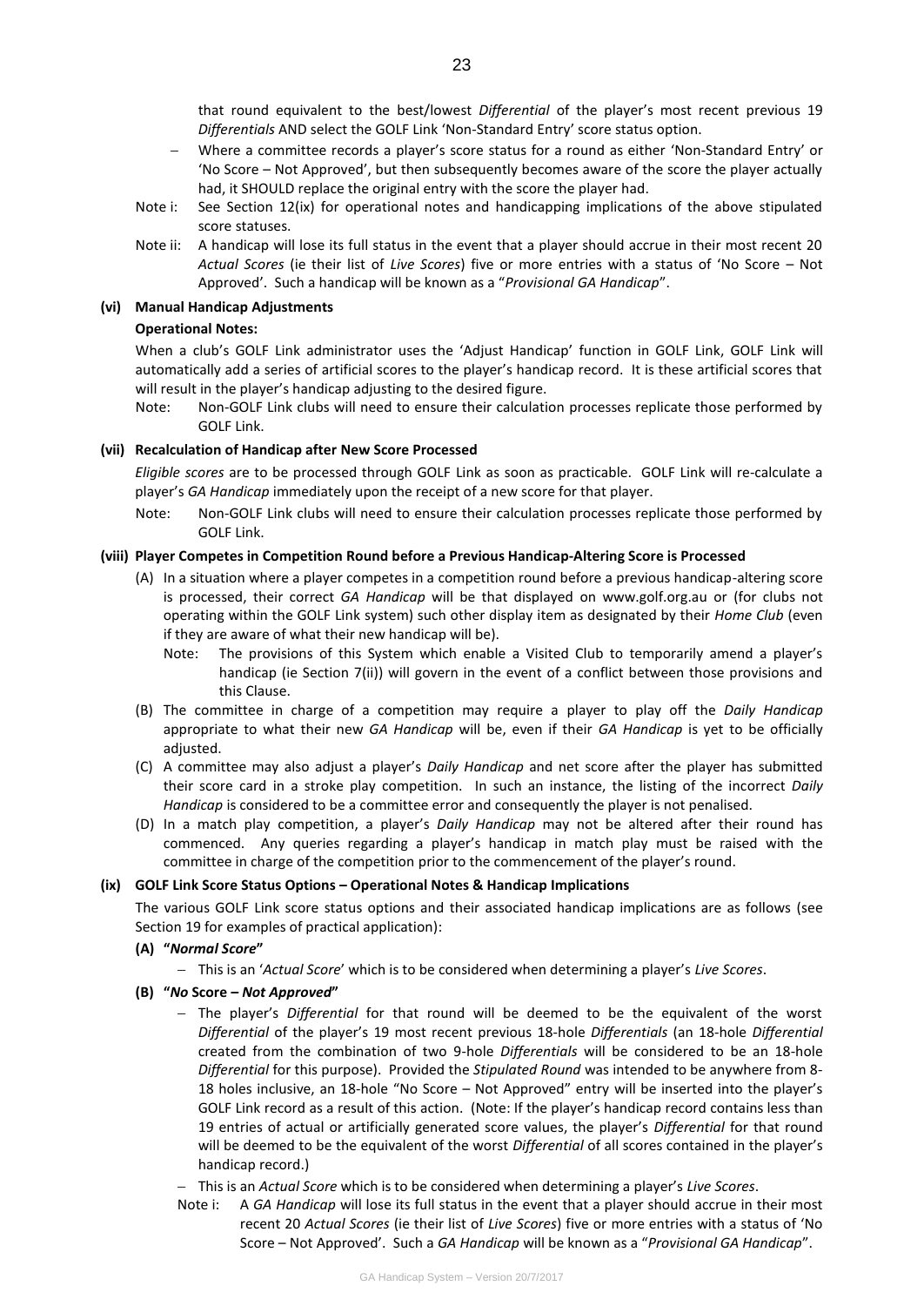that round equivalent to the best/lowest *Differential* of the player's most recent previous 19 *Differentials* AND select the GOLF Link 'Non-Standard Entry' score status option.

- Where a committee records a player's score status for a round as either 'Non-Standard Entry' or 'No Score – Not Approved', but then subsequently becomes aware of the score the player actually had, it SHOULD replace the original entry with the score the player had.

Note i: See Section 12(ix) for operational notes and handicapping implications of the above stipulated score statuses.

Note ii: A handicap will lose its full status in the event that a player should accrue in their most recent 20 *Actual Scores* (ie their list of *Live Scores*) five or more entries with a status of 'No Score – Not Approved'. Such a handicap will be known as a "*Provisional GA Handicap*".

**(vi) Manual Handicap Adjustments**

**Operational Notes:**

When a club's GOLF Link administrator uses the 'Adjust Handicap' function in GOLF Link, GOLF Link will automatically add a series of artificial scores to the player's handicap record. It is these artificial scores that will result in the player's handicap adjusting to the desired figure.

Note: Non-GOLF Link clubs will need to ensure their calculation processes replicate those performed by GOLF Link.

**(vii) Recalculation of Handicap after New Score Processed**

*Eligible scores* are to be processed through GOLF Link as soon as practicable. GOLF Link will re-calculate a player's *GA Handicap* immediately upon the receipt of a new score for that player.

Note: Non-GOLF Link clubs will need to ensure their calculation processes replicate those performed by GOLF Link.

**(viii) Player Competes in Competition Round before a Previous Handicap-Altering Score is Processed**

(A) In a situation where a player competes in a competition round before a previous handicap-altering score is processed, their correct *GA Handicap* will be that displayed on www.golf.org.au or (for clubs not operating within the GOLF Link system) such other display item as designated by their *Home Club* (even if they are aware of what their new handicap will be).

Note: The provisions of this System which enable a Visited Club to temporarily amend a player's handicap (ie Section 7(ii)) will govern in the event of a conflict between those provisions and this Clause.

(B) The committee in charge of a competition may require a player to play off the *Daily Handicap* appropriate to what their new *GA Handicap* will be, even if their *GA Handicap* is yet to be officially adjusted.

(C) A committee may also adjust a player's *Daily Handicap* and net score after the player has submitted their score card in a stroke play competition. In such an instance, the listing of the incorrect *Daily Handicap* is considered to be a committee error and consequently the player is not penalised.

(D) In a match play competition, a player's *Daily Handicap* may not be altered after their round has commenced. Any queries regarding a player's handicap in match play must be raised with the committee in charge of the competition prior to the commencement of the player's round.

**(ix) GOLF Link Score Status Options – Operational Notes & Handicap Implications**

The various GOLF Link score status options and their associated handicap implications are as follows (see Section 19 for examples of practical application):

**(A) "*Normal Score*"**

- This is an '*Actual Score*' which is to be considered when determining a player's *Live Scores*.

**(B) "*No* Score – *Not Approved*"**

- The player's *Differential* for that round will be deemed to be the equivalent of the worst *Differential* of the player's 19 most recent previous 18-hole *Differentials* (an 18-hole *Differential* created from the combination of two 9-hole *Differentials* will be considered to be an 18-hole *Differential* for this purpose). Provided the *Stipulated Round* was intended to be anywhere from 8-18 holes inclusive, an 18-hole "No Score – Not Approved" entry will be inserted into the player's GOLF Link record as a result of this action. (Note: If the player's handicap record contains less than 19 entries of actual or artificially generated score values, the player's *Differential* for that round will be deemed to be the equivalent of the worst *Differential* of all scores contained in the player's handicap record.)
- This is an *Actual Score* which is to be considered when determining a player's *Live Scores*.

Note i: A *GA Handicap* will lose its full status in the event that a player should accrue in their most recent 20 *Actual Scores* (ie their list of *Live Scores*) five or more entries with a status of 'No Score – Not Approved'. Such a *GA Handicap* will be known as a "*Provisional GA Handicap*".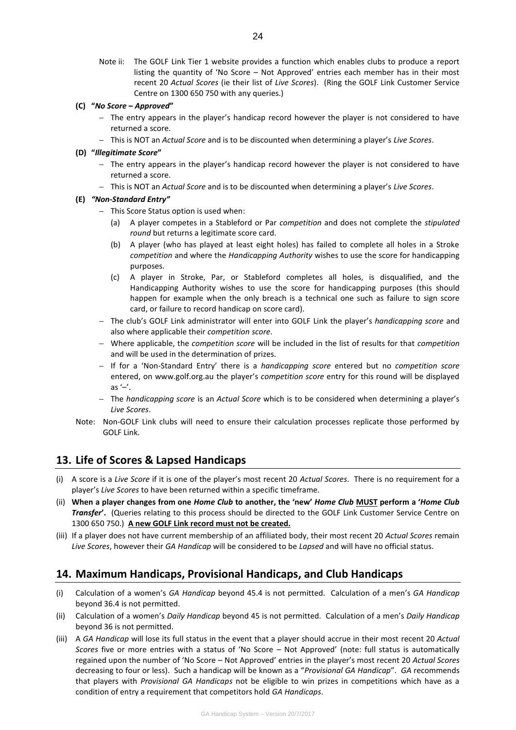Note ii: The GOLF Link Tier 1 website provides a function which enables clubs to produce a report listing the quantity of 'No Score – Not Approved' entries each member has in their most recent 20 *Actual Scores* (ie their list of *Live Scores*). (Ring the GOLF Link Customer Service Centre on 1300 650 750 with any queries.)

**(C) "*No Score – Approved*"**

- The entry appears in the player's handicap record however the player is not considered to have returned a score.
- This is NOT an *Actual Score* and is to be discounted when determining a player's *Live Scores*.

**(D) "*Illegitimate Score*"**

- The entry appears in the player's handicap record however the player is not considered to have returned a score.
- This is NOT an *Actual Score* and is to be discounted when determining a player's *Live Scores*.

**(E) *"Non-Standard Entry"***

- This Score Status option is used when:
  - (a) A player competes in a Stableford or Par *competition* and does not complete the *stipulated round* but returns a legitimate score card.
  - (b) A player (who has played at least eight holes) has failed to complete all holes in a Stroke *competition* and where the *Handicapping Authority* wishes to use the score for handicapping purposes.
  - (c) A player in Stroke, Par, or Stableford completes all holes, is disqualified, and the Handicapping Authority wishes to use the score for handicapping purposes (this should happen for example when the only breach is a technical one such as failure to sign score card, or failure to record handicap on score card).
- The club's GOLF Link administrator will enter into GOLF Link the player's *handicapping score* and also where applicable their *competition score*.
- Where applicable, the *competition score* will be included in the list of results for that *competition* and will be used in the determination of prizes.
- If for a 'Non-Standard Entry' there is a *handicapping score* entered but no *competition score* entered, on www.golf.org.au the player's *competition score* entry for this round will be displayed as '–'.
- The *handicapping score* is an *Actual Score* which is to be considered when determining a player's *Live Scores*.

Note: Non-GOLF Link clubs will need to ensure their calculation processes replicate those performed by GOLF Link.

## 13. Life of Scores & Lapsed Handicaps

(i) A score is a *Live Score* if it is one of the player's most recent 20 *Actual Scores*. There is no requirement for a player's *Live Scores* to have been returned within a specific timeframe.

(ii) **When a player changes from one *Home Club* to another, the 'new' *Home Club* <u>MUST</u> perform a '*Home Club Transfer*'.** (Queries relating to this process should be directed to the GOLF Link Customer Service Centre on 1300 650 750.) **<u>A new GOLF Link record must not be created.</u>**

(iii) If a player does not have current membership of an affiliated body, their most recent 20 *Actual Scores* remain *Live Scores*, however their *GA Handicap* will be considered to be *Lapsed* and will have no official status.

## 14. Maximum Handicaps, Provisional Handicaps, and Club Handicaps

(i) Calculation of a women's *GA Handicap* beyond 45.4 is not permitted. Calculation of a men's *GA Handicap* beyond 36.4 is not permitted.

(ii) Calculation of a women's *Daily Handicap* beyond 45 is not permitted. Calculation of a men's *Daily Handicap* beyond 36 is not permitted.

(iii) A *GA Handicap* will lose its full status in the event that a player should accrue in their most recent 20 *Actual Scores* five or more entries with a status of 'No Score – Not Approved' (note: full status is automatically regained upon the number of 'No Score – Not Approved' entries in the player's most recent 20 *Actual Scores* decreasing to four or less). Such a handicap will be known as a "*Provisional GA Handicap*". *GA* recommends that players with *Provisional GA Handicaps* not be eligible to win prizes in competitions which have as a condition of entry a requirement that competitors hold *GA Handicaps*.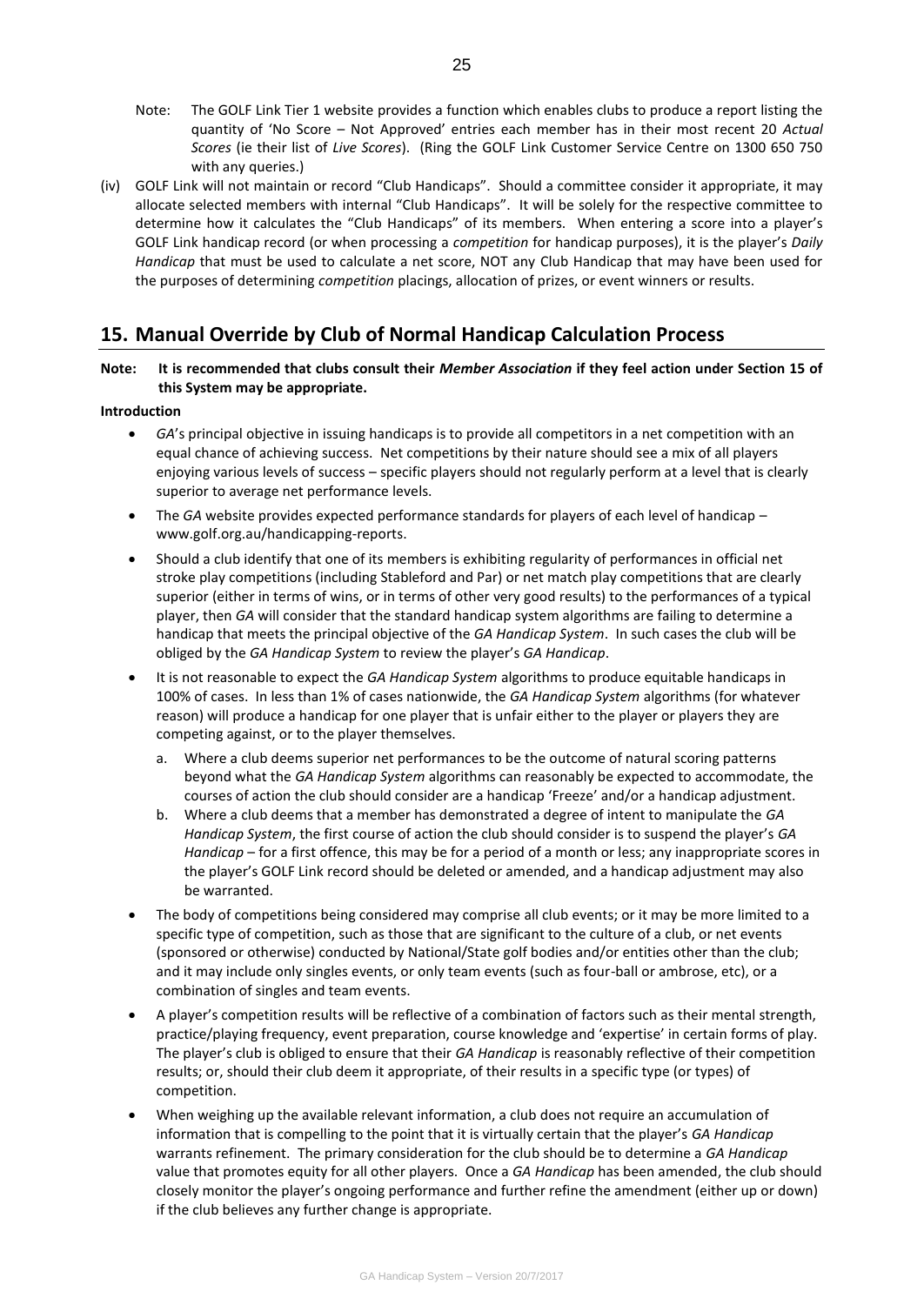Note: The GOLF Link Tier 1 website provides a function which enables clubs to produce a report listing the quantity of 'No Score – Not Approved' entries each member has in their most recent 20 *Actual Scores* (ie their list of *Live Scores*). (Ring the GOLF Link Customer Service Centre on 1300 650 750 with any queries.)

(iv) GOLF Link will not maintain or record "Club Handicaps". Should a committee consider it appropriate, it may allocate selected members with internal "Club Handicaps". It will be solely for the respective committee to determine how it calculates the "Club Handicaps" of its members. When entering a score into a player's GOLF Link handicap record (or when processing a *competition* for handicap purposes), it is the player's *Daily Handicap* that must be used to calculate a net score, NOT any Club Handicap that may have been used for the purposes of determining *competition* placings, allocation of prizes, or event winners or results.

## 15. Manual Override by Club of Normal Handicap Calculation Process

**Note: It is recommended that clubs consult their *Member Association* if they feel action under Section 15 of this System may be appropriate.**

**Introduction**

- *GA*'s principal objective in issuing handicaps is to provide all competitors in a net competition with an equal chance of achieving success. Net competitions by their nature should see a mix of all players enjoying various levels of success – specific players should not regularly perform at a level that is clearly superior to average net performance levels.
- The *GA* website provides expected performance standards for players of each level of handicap – www.golf.org.au/handicapping-reports.
- Should a club identify that one of its members is exhibiting regularity of performances in official net stroke play competitions (including Stableford and Par) or net match play competitions that are clearly superior (either in terms of wins, or in terms of other very good results) to the performances of a typical player, then *GA* will consider that the standard handicap system algorithms are failing to determine a handicap that meets the principal objective of the *GA Handicap System*. In such cases the club will be obliged by the *GA Handicap System* to review the player's *GA Handicap*.
- It is not reasonable to expect the *GA Handicap System* algorithms to produce equitable handicaps in 100% of cases. In less than 1% of cases nationwide, the *GA Handicap System* algorithms (for whatever reason) will produce a handicap for one player that is unfair either to the player or players they are competing against, or to the player themselves.
  a. Where a club deems superior net performances to be the outcome of natural scoring patterns beyond what the *GA Handicap System* algorithms can reasonably be expected to accommodate, the courses of action the club should consider are a handicap 'Freeze' and/or a handicap adjustment.
  b. Where a club deems that a member has demonstrated a degree of intent to manipulate the *GA Handicap System*, the first course of action the club should consider is to suspend the player's *GA Handicap* – for a first offence, this may be for a period of a month or less; any inappropriate scores in the player's GOLF Link record should be deleted or amended, and a handicap adjustment may also be warranted.
- The body of competitions being considered may comprise all club events; or it may be more limited to a specific type of competition, such as those that are significant to the culture of a club, or net events (sponsored or otherwise) conducted by National/State golf bodies and/or entities other than the club; and it may include only singles events, or only team events (such as four-ball or ambrose, etc), or a combination of singles and team events.
- A player's competition results will be reflective of a combination of factors such as their mental strength, practice/playing frequency, event preparation, course knowledge and 'expertise' in certain forms of play. The player's club is obliged to ensure that their *GA Handicap* is reasonably reflective of their competition results; or, should their club deem it appropriate, of their results in a specific type (or types) of competition.
- When weighing up the available relevant information, a club does not require an accumulation of information that is compelling to the point that it is virtually certain that the player's *GA Handicap* warrants refinement. The primary consideration for the club should be to determine a *GA Handicap* value that promotes equity for all other players. Once a *GA Handicap* has been amended, the club should closely monitor the player's ongoing performance and further refine the amendment (either up or down) if the club believes any further change is appropriate.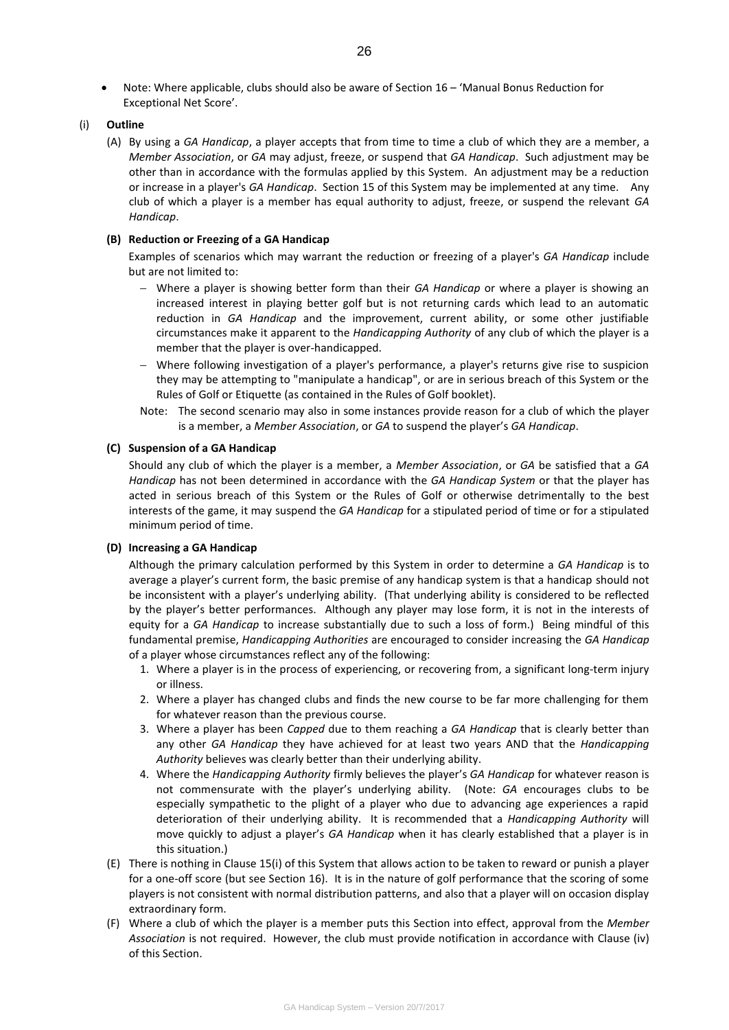- Note: Where applicable, clubs should also be aware of Section 16 – 'Manual Bonus Reduction for Exceptional Net Score'.

(i) **Outline**

(A) By using a *GA Handicap*, a player accepts that from time to time a club of which they are a member, a *Member Association*, or *GA* may adjust, freeze, or suspend that *GA Handicap*. Such adjustment may be other than in accordance with the formulas applied by this System. An adjustment may be a reduction or increase in a player's *GA Handicap*. Section 15 of this System may be implemented at any time. Any club of which a player is a member has equal authority to adjust, freeze, or suspend the relevant *GA Handicap*.

**(B) Reduction or Freezing of a GA Handicap**

Examples of scenarios which may warrant the reduction or freezing of a player's *GA Handicap* include but are not limited to:

- Where a player is showing better form than their *GA Handicap* or where a player is showing an increased interest in playing better golf but is not returning cards which lead to an automatic reduction in *GA Handicap* and the improvement, current ability, or some other justifiable circumstances make it apparent to the *Handicapping Authority* of any club of which the player is a member that the player is over-handicapped.
- Where following investigation of a player's performance, a player's returns give rise to suspicion they may be attempting to "manipulate a handicap", or are in serious breach of this System or the Rules of Golf or Etiquette (as contained in the Rules of Golf booklet).

Note: The second scenario may also in some instances provide reason for a club of which the player is a member, a *Member Association*, or *GA* to suspend the player's *GA Handicap*.

**(C) Suspension of a GA Handicap**

Should any club of which the player is a member, a *Member Association*, or *GA* be satisfied that a *GA Handicap* has not been determined in accordance with the *GA Handicap System* or that the player has acted in serious breach of this System or the Rules of Golf or otherwise detrimentally to the best interests of the game, it may suspend the *GA Handicap* for a stipulated period of time or for a stipulated minimum period of time.

**(D) Increasing a GA Handicap**

Although the primary calculation performed by this System in order to determine a *GA Handicap* is to average a player's current form, the basic premise of any handicap system is that a handicap should not be inconsistent with a player's underlying ability. (That underlying ability is considered to be reflected by the player's better performances. Although any player may lose form, it is not in the interests of equity for a *GA Handicap* to increase substantially due to such a loss of form.) Being mindful of this fundamental premise, *Handicapping Authorities* are encouraged to consider increasing the *GA Handicap* of a player whose circumstances reflect any of the following:

1. Where a player is in the process of experiencing, or recovering from, a significant long-term injury or illness.
2. Where a player has changed clubs and finds the new course to be far more challenging for them for whatever reason than the previous course.
3. Where a player has been *Capped* due to them reaching a *GA Handicap* that is clearly better than any other *GA Handicap* they have achieved for at least two years AND that the *Handicapping Authority* believes was clearly better than their underlying ability.
4. Where the *Handicapping Authority* firmly believes the player's *GA Handicap* for whatever reason is not commensurate with the player's underlying ability. (Note: *GA* encourages clubs to be especially sympathetic to the plight of a player who due to advancing age experiences a rapid deterioration of their underlying ability. It is recommended that a *Handicapping Authority* will move quickly to adjust a player's *GA Handicap* when it has clearly established that a player is in this situation.)

(E) There is nothing in Clause 15(i) of this System that allows action to be taken to reward or punish a player for a one-off score (but see Section 16). It is in the nature of golf performance that the scoring of some players is not consistent with normal distribution patterns, and also that a player will on occasion display extraordinary form.

(F) Where a club of which the player is a member puts this Section into effect, approval from the *Member Association* is not required. However, the club must provide notification in accordance with Clause (iv) of this Section.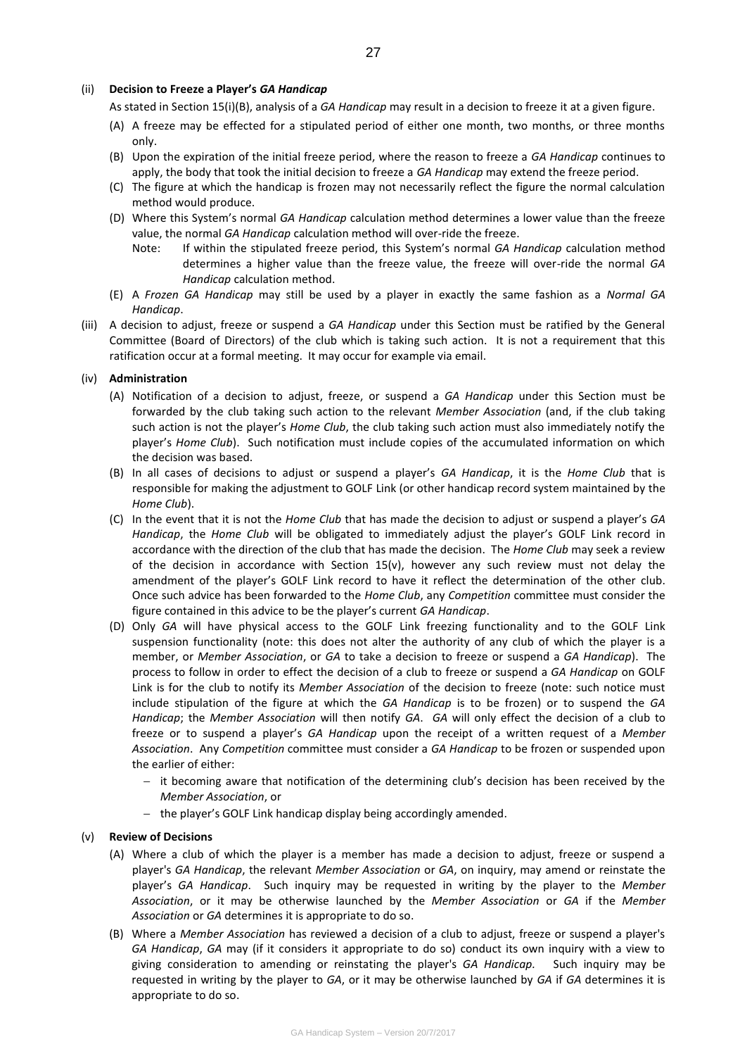(ii) **Decision to Freeze a Player's *GA Handicap***

As stated in Section 15(i)(B), analysis of a *GA Handicap* may result in a decision to freeze it at a given figure.

(A) A freeze may be effected for a stipulated period of either one month, two months, or three months only.

(B) Upon the expiration of the initial freeze period, where the reason to freeze a *GA Handicap* continues to apply, the body that took the initial decision to freeze a *GA Handicap* may extend the freeze period.

(C) The figure at which the handicap is frozen may not necessarily reflect the figure the normal calculation method would produce.

(D) Where this System's normal *GA Handicap* calculation method determines a lower value than the freeze value, the normal *GA Handicap* calculation method will over-ride the freeze.

Note: If within the stipulated freeze period, this System's normal *GA Handicap* calculation method determines a higher value than the freeze value, the freeze will over-ride the normal *GA Handicap* calculation method.

(E) A *Frozen GA Handicap* may still be used by a player in exactly the same fashion as a *Normal GA Handicap*.

(iii) A decision to adjust, freeze or suspend a *GA Handicap* under this Section must be ratified by the General Committee (Board of Directors) of the club which is taking such action. It is not a requirement that this ratification occur at a formal meeting. It may occur for example via email.

(iv) **Administration**

(A) Notification of a decision to adjust, freeze, or suspend a *GA Handicap* under this Section must be forwarded by the club taking such action to the relevant *Member Association* (and, if the club taking such action is not the player's *Home Club*, the club taking such action must also immediately notify the player's *Home Club*). Such notification must include copies of the accumulated information on which the decision was based.

(B) In all cases of decisions to adjust or suspend a player's *GA Handicap*, it is the *Home Club* that is responsible for making the adjustment to GOLF Link (or other handicap record system maintained by the *Home Club*).

(C) In the event that it is not the *Home Club* that has made the decision to adjust or suspend a player's *GA Handicap*, the *Home Club* will be obligated to immediately adjust the player's GOLF Link record in accordance with the direction of the club that has made the decision. The *Home Club* may seek a review of the decision in accordance with Section 15(v), however any such review must not delay the amendment of the player's GOLF Link record to have it reflect the determination of the other club. Once such advice has been forwarded to the *Home Club*, any *Competition* committee must consider the figure contained in this advice to be the player's current *GA Handicap*.

(D) Only *GA* will have physical access to the GOLF Link freezing functionality and to the GOLF Link suspension functionality (note: this does not alter the authority of any club of which the player is a member, or *Member Association*, or *GA* to take a decision to freeze or suspend a *GA Handicap*). The process to follow in order to effect the decision of a club to freeze or suspend a *GA Handicap* on GOLF Link is for the club to notify its *Member Association* of the decision to freeze (note: such notice must include stipulation of the figure at which the *GA Handicap* is to be frozen) or to suspend the *GA Handicap*; the *Member Association* will then notify *GA*. *GA* will only effect the decision of a club to freeze or to suspend a player's *GA Handicap* upon the receipt of a written request of a *Member Association*. Any *Competition* committee must consider a *GA Handicap* to be frozen or suspended upon the earlier of either:

- it becoming aware that notification of the determining club's decision has been received by the *Member Association*, or
- the player's GOLF Link handicap display being accordingly amended.

(v) **Review of Decisions**

(A) Where a club of which the player is a member has made a decision to adjust, freeze or suspend a player's *GA Handicap*, the relevant *Member Association* or *GA*, on inquiry, may amend or reinstate the player's *GA Handicap*. Such inquiry may be requested in writing by the player to the *Member Association*, or it may be otherwise launched by the *Member Association* or *GA* if the *Member Association* or *GA* determines it is appropriate to do so.

(B) Where a *Member Association* has reviewed a decision of a club to adjust, freeze or suspend a player's *GA Handicap*, *GA* may (if it considers it appropriate to do so) conduct its own inquiry with a view to giving consideration to amending or reinstating the player's *GA Handicap.* Such inquiry may be requested in writing by the player to *GA*, or it may be otherwise launched by *GA* if *GA* determines it is appropriate to do so.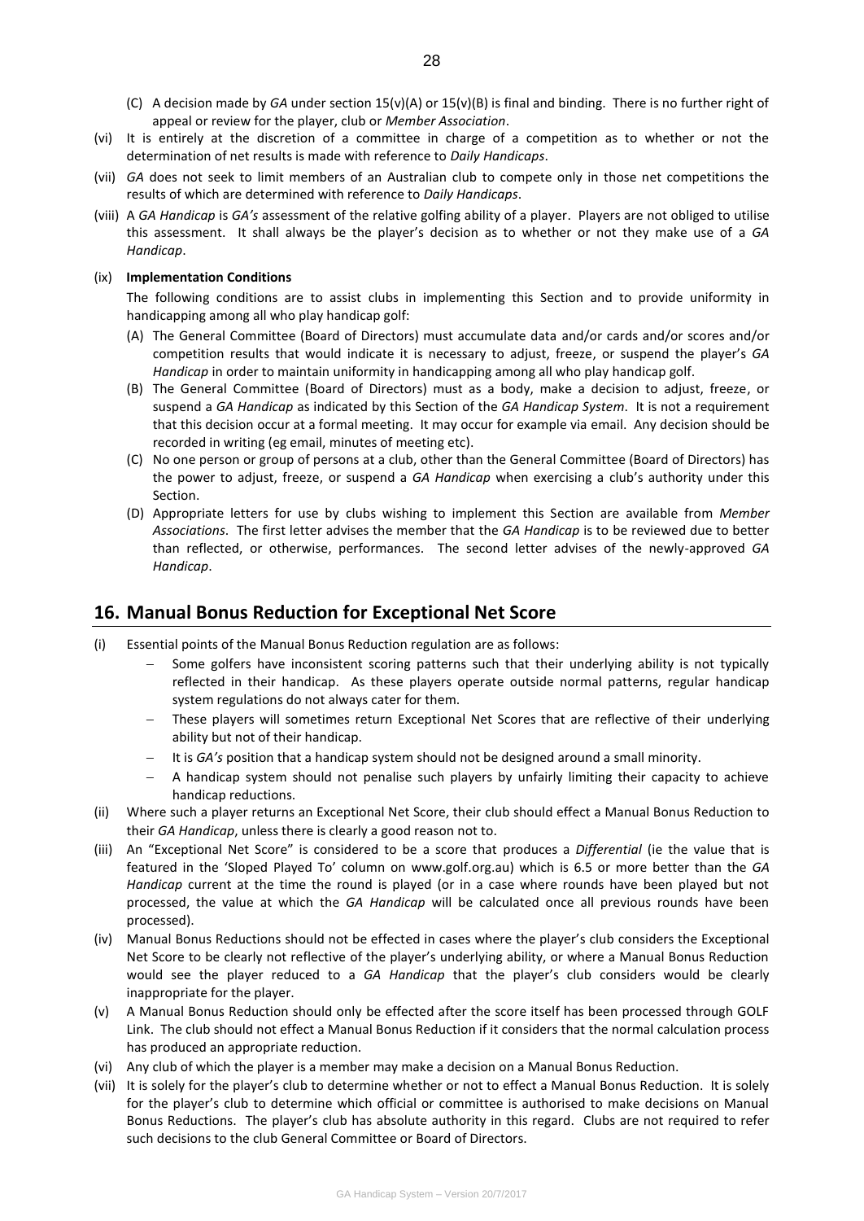(C) A decision made by *GA* under section 15(v)(A) or 15(v)(B) is final and binding. There is no further right of appeal or review for the player, club or *Member Association*.

(vi) It is entirely at the discretion of a committee in charge of a competition as to whether or not the determination of net results is made with reference to *Daily Handicaps*.

(vii) *GA* does not seek to limit members of an Australian club to compete only in those net competitions the results of which are determined with reference to *Daily Handicaps*.

(viii) A *GA Handicap* is *GA's* assessment of the relative golfing ability of a player. Players are not obliged to utilise this assessment. It shall always be the player's decision as to whether or not they make use of a *GA Handicap*.

(ix) **Implementation Conditions**

The following conditions are to assist clubs in implementing this Section and to provide uniformity in handicapping among all who play handicap golf:

(A) The General Committee (Board of Directors) must accumulate data and/or cards and/or scores and/or competition results that would indicate it is necessary to adjust, freeze, or suspend the player's *GA Handicap* in order to maintain uniformity in handicapping among all who play handicap golf.

(B) The General Committee (Board of Directors) must as a body, make a decision to adjust, freeze, or suspend a *GA Handicap* as indicated by this Section of the *GA Handicap System*. It is not a requirement that this decision occur at a formal meeting. It may occur for example via email. Any decision should be recorded in writing (eg email, minutes of meeting etc).

(C) No one person or group of persons at a club, other than the General Committee (Board of Directors) has the power to adjust, freeze, or suspend a *GA Handicap* when exercising a club's authority under this Section.

(D) Appropriate letters for use by clubs wishing to implement this Section are available from *Member Associations*. The first letter advises the member that the *GA Handicap* is to be reviewed due to better than reflected, or otherwise, performances. The second letter advises of the newly-approved *GA Handicap*.

## 16. Manual Bonus Reduction for Exceptional Net Score

(i) Essential points of the Manual Bonus Reduction regulation are as follows:

- Some golfers have inconsistent scoring patterns such that their underlying ability is not typically reflected in their handicap. As these players operate outside normal patterns, regular handicap system regulations do not always cater for them.
- These players will sometimes return Exceptional Net Scores that are reflective of their underlying ability but not of their handicap.
- It is *GA's* position that a handicap system should not be designed around a small minority.
- A handicap system should not penalise such players by unfairly limiting their capacity to achieve handicap reductions.

(ii) Where such a player returns an Exceptional Net Score, their club should effect a Manual Bonus Reduction to their *GA Handicap*, unless there is clearly a good reason not to.

(iii) An "Exceptional Net Score" is considered to be a score that produces a *Differential* (ie the value that is featured in the 'Sloped Played To' column on www.golf.org.au) which is 6.5 or more better than the *GA Handicap* current at the time the round is played (or in a case where rounds have been played but not processed, the value at which the *GA Handicap* will be calculated once all previous rounds have been processed).

(iv) Manual Bonus Reductions should not be effected in cases where the player's club considers the Exceptional Net Score to be clearly not reflective of the player's underlying ability, or where a Manual Bonus Reduction would see the player reduced to a *GA Handicap* that the player's club considers would be clearly inappropriate for the player.

(v) A Manual Bonus Reduction should only be effected after the score itself has been processed through GOLF Link. The club should not effect a Manual Bonus Reduction if it considers that the normal calculation process has produced an appropriate reduction.

(vi) Any club of which the player is a member may make a decision on a Manual Bonus Reduction.

(vii) It is solely for the player's club to determine whether or not to effect a Manual Bonus Reduction. It is solely for the player's club to determine which official or committee is authorised to make decisions on Manual Bonus Reductions. The player's club has absolute authority in this regard. Clubs are not required to refer such decisions to the club General Committee or Board of Directors.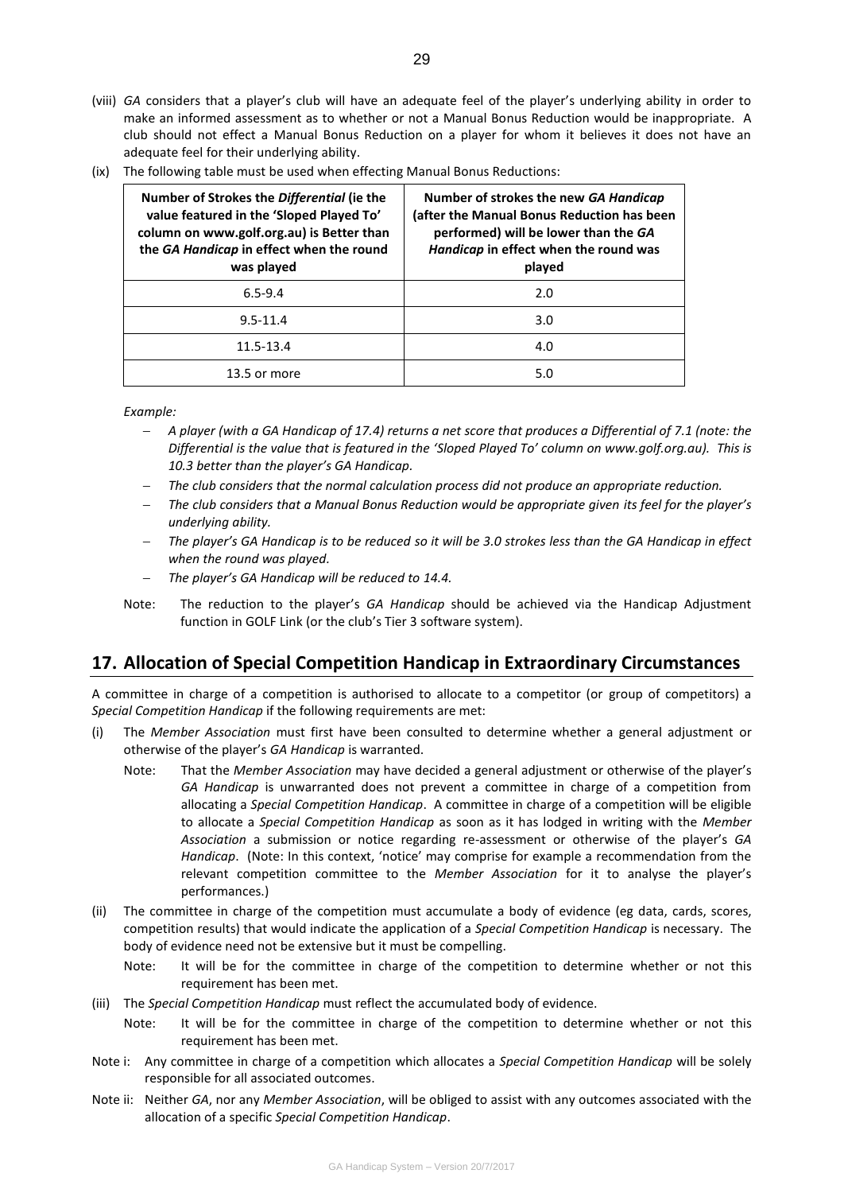(viii) *GA* considers that a player's club will have an adequate feel of the player's underlying ability in order to make an informed assessment as to whether or not a Manual Bonus Reduction would be inappropriate. A club should not effect a Manual Bonus Reduction on a player for whom it believes it does not have an adequate feel for their underlying ability.

(ix) The following table must be used when effecting Manual Bonus Reductions:

| **Number of Strokes the *Differential* (ie the value featured in the 'Sloped Played To' column on www.golf.org.au) is Better than the *GA Handicap* in effect when the round was played** | **Number of strokes the new *GA Handicap* (after the Manual Bonus Reduction has been performed) will be lower than the *GA Handicap* in effect when the round was played** |
|---|---|
| 6.5-9.4 | 2.0 |
| 9.5-11.4 | 3.0 |
| 11.5-13.4 | 4.0 |
| 13.5 or more | 5.0 |

*Example:*

- *A player (with a GA Handicap of 17.4) returns a net score that produces a Differential of 7.1 (note: the Differential is the value that is featured in the 'Sloped Played To' column on www.golf.org.au). This is 10.3 better than the player's GA Handicap.*
- *The club considers that the normal calculation process did not produce an appropriate reduction.*
- *The club considers that a Manual Bonus Reduction would be appropriate given its feel for the player's underlying ability.*
- *The player's GA Handicap is to be reduced so it will be 3.0 strokes less than the GA Handicap in effect when the round was played.*
- *The player's GA Handicap will be reduced to 14.4.*

Note: The reduction to the player's *GA Handicap* should be achieved via the Handicap Adjustment function in GOLF Link (or the club's Tier 3 software system).

## 17. Allocation of Special Competition Handicap in Extraordinary Circumstances

A committee in charge of a competition is authorised to allocate to a competitor (or group of competitors) a *Special Competition Handicap* if the following requirements are met:

(i) The *Member Association* must first have been consulted to determine whether a general adjustment or otherwise of the player's *GA Handicap* is warranted.

Note: That the *Member Association* may have decided a general adjustment or otherwise of the player's *GA Handicap* is unwarranted does not prevent a committee in charge of a competition from allocating a *Special Competition Handicap*. A committee in charge of a competition will be eligible to allocate a *Special Competition Handicap* as soon as it has lodged in writing with the *Member Association* a submission or notice regarding re-assessment or otherwise of the player's *GA Handicap*. (Note: In this context, 'notice' may comprise for example a recommendation from the relevant competition committee to the *Member Association* for it to analyse the player's performances.)

(ii) The committee in charge of the competition must accumulate a body of evidence (eg data, cards, scores, competition results) that would indicate the application of a *Special Competition Handicap* is necessary. The body of evidence need not be extensive but it must be compelling.

Note: It will be for the committee in charge of the competition to determine whether or not this requirement has been met.

(iii) The *Special Competition Handicap* must reflect the accumulated body of evidence.

Note: It will be for the committee in charge of the competition to determine whether or not this requirement has been met.

Note i: Any committee in charge of a competition which allocates a *Special Competition Handicap* will be solely responsible for all associated outcomes.

Note ii: Neither *GA*, nor any *Member Association*, will be obliged to assist with any outcomes associated with the allocation of a specific *Special Competition Handicap*.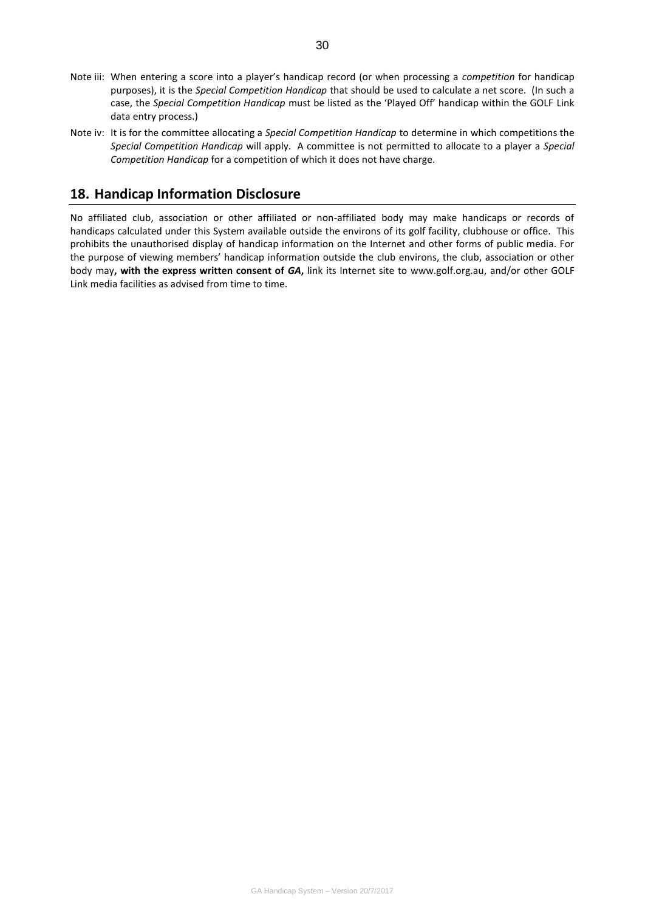Note iii: When entering a score into a player's handicap record (or when processing a *competition* for handicap purposes), it is the *Special Competition Handicap* that should be used to calculate a net score. (In such a case, the *Special Competition Handicap* must be listed as the 'Played Off' handicap within the GOLF Link data entry process.)

Note iv: It is for the committee allocating a *Special Competition Handicap* to determine in which competitions the *Special Competition Handicap* will apply. A committee is not permitted to allocate to a player a *Special Competition Handicap* for a competition of which it does not have charge.

## 18. Handicap Information Disclosure

No affiliated club, association or other affiliated or non-affiliated body may make handicaps or records of handicaps calculated under this System available outside the environs of its golf facility, clubhouse or office. This prohibits the unauthorised display of handicap information on the Internet and other forms of public media. For the purpose of viewing members' handicap information outside the club environs, the club, association or other body may**, with the express written consent of *GA*,** link its Internet site to www.golf.org.au, and/or other GOLF Link media facilities as advised from time to time.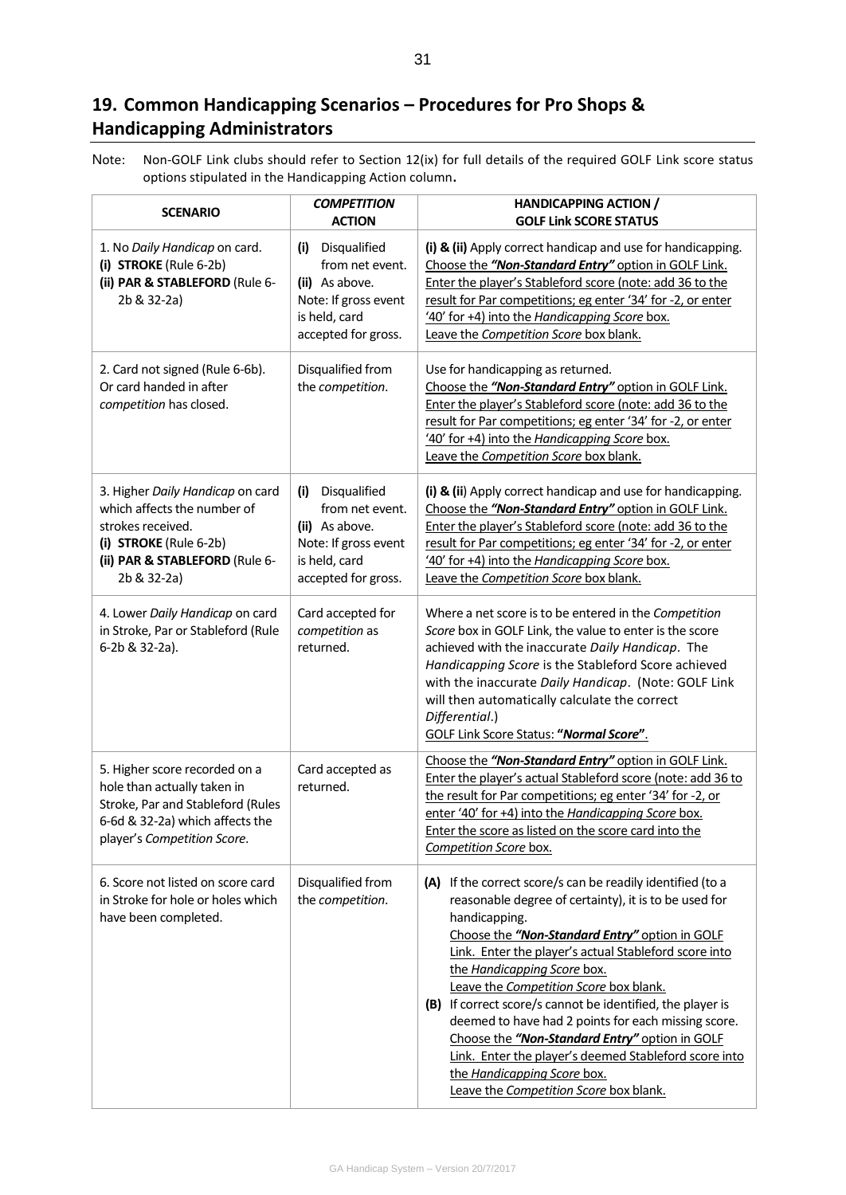## 19. Common Handicapping Scenarios – Procedures for Pro Shops & Handicapping Administrators

Note: Non-GOLF Link clubs should refer to Section 12(ix) for full details of the required GOLF Link score status options stipulated in the Handicapping Action column.

| SCENARIO | *COMPETITION* ACTION | HANDICAPPING ACTION / GOLF Link SCORE STATUS |
|---|---|---|
| 1. No *Daily Handicap* on card.<br>**(i) STROKE** (Rule 6-2b)<br>**(ii) PAR & STABLEFORD** (Rule 6-2b & 32-2a) | **(i)** Disqualified from net event.<br>**(ii)** As above.<br>Note: If gross event is held, card accepted for gross. | **(i) & (ii)** Apply correct handicap and use for handicapping. Choose the ***"Non-Standard Entry"*** option in GOLF Link. Enter the player's Stableford score (note: add 36 to the result for Par competitions; eg enter '34' for -2, or enter '40' for +4) into the *Handicapping Score* box. Leave the *Competition Score* box blank. |
| 2. Card not signed (Rule 6-6b). Or card handed in after *competition* has closed. | Disqualified from the *competition*. | Use for handicapping as returned. Choose the ***"Non-Standard Entry"*** option in GOLF Link. Enter the player's Stableford score (note: add 36 to the result for Par competitions; eg enter '34' for -2, or enter '40' for +4) into the *Handicapping Score* box. Leave the *Competition Score* box blank. |
| 3. Higher *Daily Handicap* on card which affects the number of strokes received.<br>**(i) STROKE** (Rule 6-2b)<br>**(ii) PAR & STABLEFORD** (Rule 6-2b & 32-2a) | **(i)** Disqualified from net event.<br>**(ii)** As above.<br>Note: If gross event is held, card accepted for gross. | **(i) & (ii)** Apply correct handicap and use for handicapping. Choose the ***"Non-Standard Entry"*** option in GOLF Link. Enter the player's Stableford score (note: add 36 to the result for Par competitions; eg enter '34' for -2, or enter '40' for +4) into the *Handicapping Score* box. Leave the *Competition Score* box blank. |
| 4. Lower *Daily Handicap* on card in Stroke, Par or Stableford (Rule 6-2b & 32-2a). | Card accepted for *competition* as returned. | Where a net score is to be entered in the *Competition Score* box in GOLF Link, the value to enter is the score achieved with the inaccurate *Daily Handicap*. The *Handicapping Score* is the Stableford Score achieved with the inaccurate *Daily Handicap*. (Note: GOLF Link will then automatically calculate the correct *Differential*.)<br>GOLF Link Score Status: **"*Normal Score*"**. |
| 5. Higher score recorded on a hole than actually taken in Stroke, Par and Stableford (Rules 6-6d & 32-2a) which affects the player's *Competition Score*. | Card accepted as returned. | Choose the ***"Non-Standard Entry"*** option in GOLF Link. Enter the player's actual Stableford score (note: add 36 to the result for Par competitions; eg enter '34' for -2, or enter '40' for +4) into the *Handicapping Score* box. Enter the score as listed on the score card into the *Competition Score* box. |
| 6. Score not listed on score card in Stroke for hole or holes which have been completed. | Disqualified from the *competition*. | **(A)** If the correct score/s can be readily identified (to a reasonable degree of certainty), it is to be used for handicapping. Choose the ***"Non-Standard Entry"*** option in GOLF Link. Enter the player's actual Stableford score into the *Handicapping Score* box. Leave the *Competition Score* box blank.<br>**(B)** If correct score/s cannot be identified, the player is deemed to have had 2 points for each missing score. Choose the ***"Non-Standard Entry"*** option in GOLF Link. Enter the player's deemed Stableford score into the *Handicapping Score* box. Leave the *Competition Score* box blank. |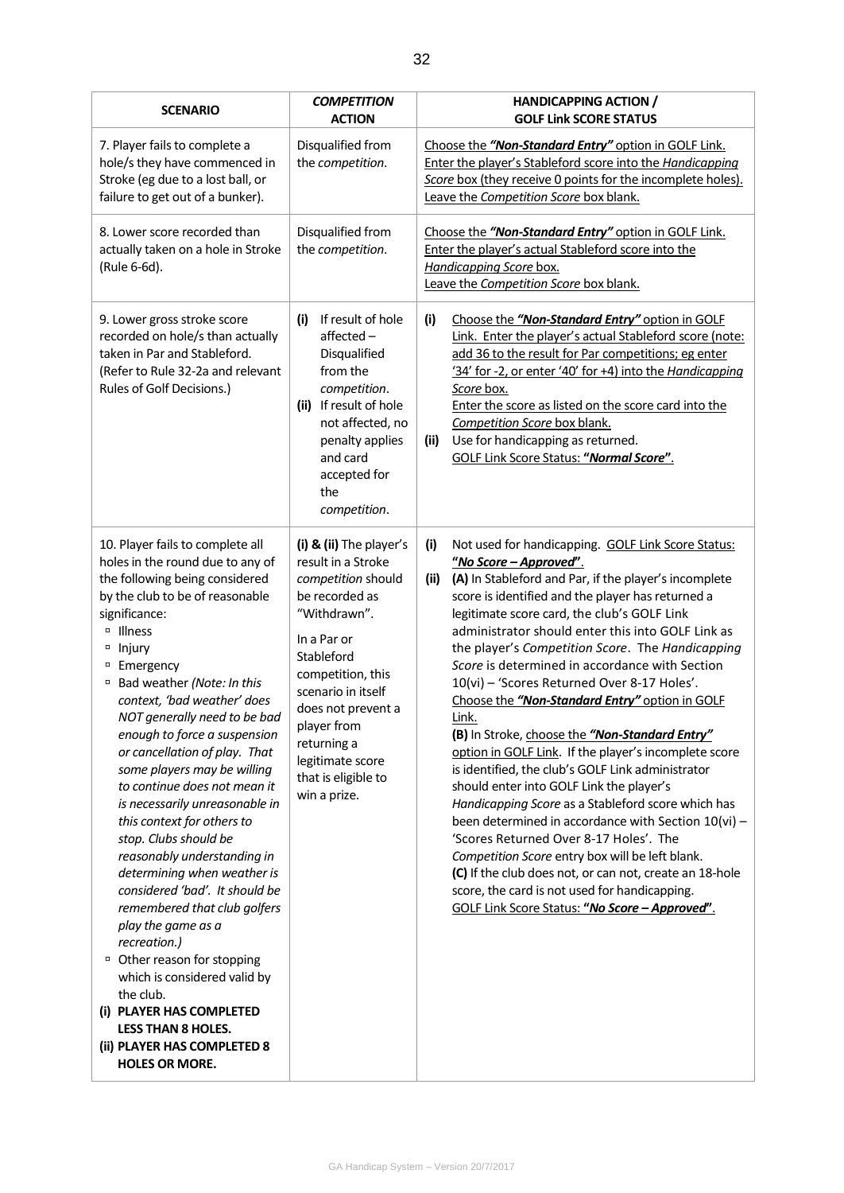| SCENARIO | *COMPETITION* ACTION | HANDICAPPING ACTION / GOLF Link SCORE STATUS |
|---|---|---|
| 7. Player fails to complete a hole/s they have commenced in Stroke (eg due to a lost ball, or failure to get out of a bunker). | Disqualified from the *competition*. | Choose the ***"Non-Standard Entry"*** option in GOLF Link. Enter the player's Stableford score into the *Handicapping Score* box (they receive 0 points for the incomplete holes). Leave the *Competition Score* box blank. |
| 8. Lower score recorded than actually taken on a hole in Stroke (Rule 6-6d). | Disqualified from the *competition*. | Choose the ***"Non-Standard Entry"*** option in GOLF Link. Enter the player's actual Stableford score into the *Handicapping Score* box. Leave the *Competition Score* box blank. |
| 9. Lower gross stroke score recorded on hole/s than actually taken in Par and Stableford. (Refer to Rule 32-2a and relevant Rules of Golf Decisions.) | **(i)** If result of hole affected – Disqualified from the *competition*. **(ii)** If result of hole not affected, no penalty applies and card accepted for the *competition*. | **(i)** Choose the ***"Non-Standard Entry"*** option in GOLF Link. Enter the player's actual Stableford score (note: add 36 to the result for Par competitions; eg enter '34' for -2, or enter '40' for +4) into the *Handicapping Score* box. Enter the score as listed on the score card into the *Competition Score* box blank. **(ii)** Use for handicapping as returned. GOLF Link Score Status: **"*Normal Score*"**. |
| 10. Player fails to complete all holes in the round due to any of the following being considered by the club to be of reasonable significance:<br>▫ Illness<br>▫ Injury<br>▫ Emergency<br>▫ Bad weather *(Note: In this context, 'bad weather' does NOT generally need to be bad enough to force a suspension or cancellation of play. That some players may be willing to continue does not mean it is necessarily unreasonable in this context for others to stop. Clubs should be reasonably understanding in determining when weather is considered 'bad'. It should be remembered that club golfers play the game as a recreation.)*<br>▫ Other reason for stopping which is considered valid by the club.<br>**(i) PLAYER HAS COMPLETED LESS THAN 8 HOLES.**<br>**(ii) PLAYER HAS COMPLETED 8 HOLES OR MORE.** | **(i) & (ii)** The player's result in a Stroke *competition* should be recorded as "Withdrawn".<br><br>In a Par or Stableford competition, this scenario in itself does not prevent a player from returning a legitimate score that is eligible to win a prize. | **(i)** Not used for handicapping. GOLF Link Score Status: **"*No Score – Approved*"**.<br>**(ii)** **(A)** In Stableford and Par, if the player's incomplete score is identified and the player has returned a legitimate score card, the club's GOLF Link administrator should enter this into GOLF Link as the player's *Competition Score*. The *Handicapping Score* is determined in accordance with Section 10(vi) – 'Scores Returned Over 8-17 Holes'. Choose the ***"Non-Standard Entry"*** option in GOLF Link.<br>**(B)** In Stroke, choose the ***"Non-Standard Entry"*** option in GOLF Link. If the player's incomplete score is identified, the club's GOLF Link administrator should enter into GOLF Link the player's *Handicapping Score* as a Stableford score which has been determined in accordance with Section 10(vi) – 'Scores Returned Over 8-17 Holes'. The *Competition Score* entry box will be left blank.<br>**(C)** If the club does not, or can not, create an 18-hole score, the card is not used for handicapping. GOLF Link Score Status: **"*No Score – Approved*"**. |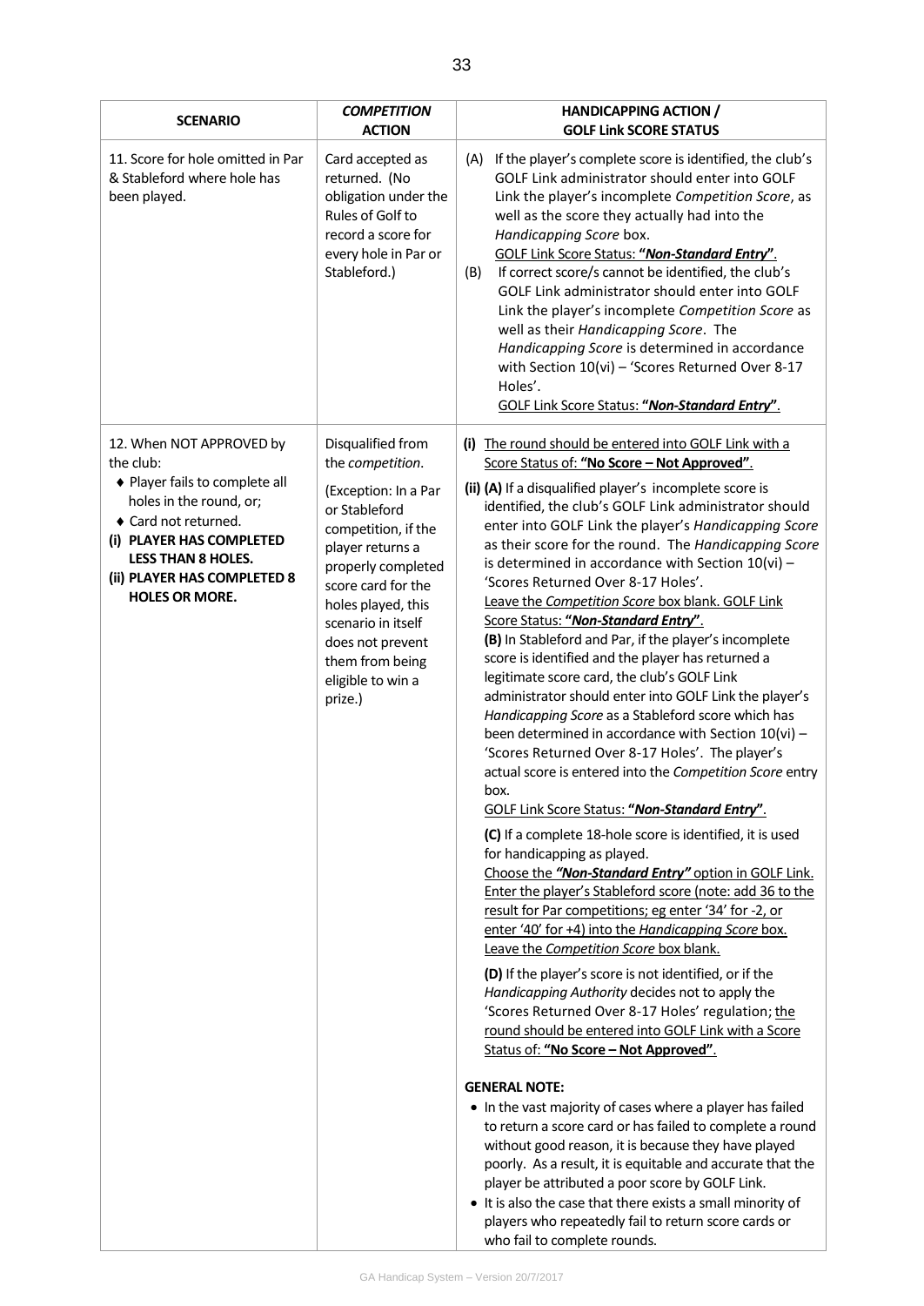| SCENARIO | *COMPETITION* **ACTION** | HANDICAPPING ACTION / GOLF Link SCORE STATUS |
|---|---|---|
| 11. Score for hole omitted in Par & Stableford where hole has been played. | Card accepted as returned. (No obligation under the Rules of Golf to record a score for every hole in Par or Stableford.) | (A) If the player's complete score is identified, the club's GOLF Link administrator should enter into GOLF Link the player's incomplete *Competition Score*, as well as the score they actually had into the *Handicapping Score* box. <u>GOLF Link Score Status: **"*Non-Standard Entry*"**.</u><br>(B) If correct score/s cannot be identified, the club's GOLF Link administrator should enter into GOLF Link the player's incomplete *Competition Score* as well as their *Handicapping Score*. The *Handicapping Score* is determined in accordance with Section 10(vi) – 'Scores Returned Over 8-17 Holes'. <u>GOLF Link Score Status: **"*Non-Standard Entry*"**.</u> |
| 12. When NOT APPROVED by the club:<br>♦ Player fails to complete all holes in the round, or;<br>♦ Card not returned.<br>**(i) PLAYER HAS COMPLETED LESS THAN 8 HOLES.**<br>**(ii) PLAYER HAS COMPLETED 8 HOLES OR MORE.** | Disqualified from the *competition*.<br><br>(Exception: In a Par or Stableford competition, if the player returns a properly completed score card for the holes played, this scenario in itself does not prevent them from being eligible to win a prize.) | **(i)** <u>The round should be entered into GOLF Link with a Score Status of: **"No Score – Not Approved"**.</u><br><br>**(ii) (A)** If a disqualified player's incomplete score is identified, the club's GOLF Link administrator should enter into GOLF Link the player's *Handicapping Score* as their score for the round. The *Handicapping Score* is determined in accordance with Section 10(vi) – 'Scores Returned Over 8-17 Holes'. <u>Leave the *Competition Score* box blank. GOLF Link Score Status: **"*Non-Standard Entry*"**.</u><br>**(B)** In Stableford and Par, if the player's incomplete score is identified and the player has returned a legitimate score card, the club's GOLF Link administrator should enter into GOLF Link the player's *Handicapping Score* as a Stableford score which has been determined in accordance with Section 10(vi) – 'Scores Returned Over 8-17 Holes'. The player's actual score is entered into the *Competition Score* entry box. <u>GOLF Link Score Status: **"*Non-Standard Entry*"**.</u><br><br>**(C)** If a complete 18-hole score is identified, it is used for handicapping as played. <u>Choose the ***"Non-Standard Entry"*** option in GOLF Link. Enter the player's Stableford score (note: add 36 to the result for Par competitions; eg enter '34' for -2, or enter '40' for +4) into the *Handicapping Score* box. Leave the *Competition Score* box blank.</u><br><br>**(D)** If the player's score is not identified, or if the *Handicapping Authority* decides not to apply the 'Scores Returned Over 8-17 Holes' regulation; <u>the round should be entered into GOLF Link with a Score Status of: **"No Score – Not Approved"**.</u><br><br>**GENERAL NOTE:**<br>• In the vast majority of cases where a player has failed to return a score card or has failed to complete a round without good reason, it is because they have played poorly. As a result, it is equitable and accurate that the player be attributed a poor score by GOLF Link.<br>• It is also the case that there exists a small minority of players who repeatedly fail to return score cards or who fail to complete rounds. |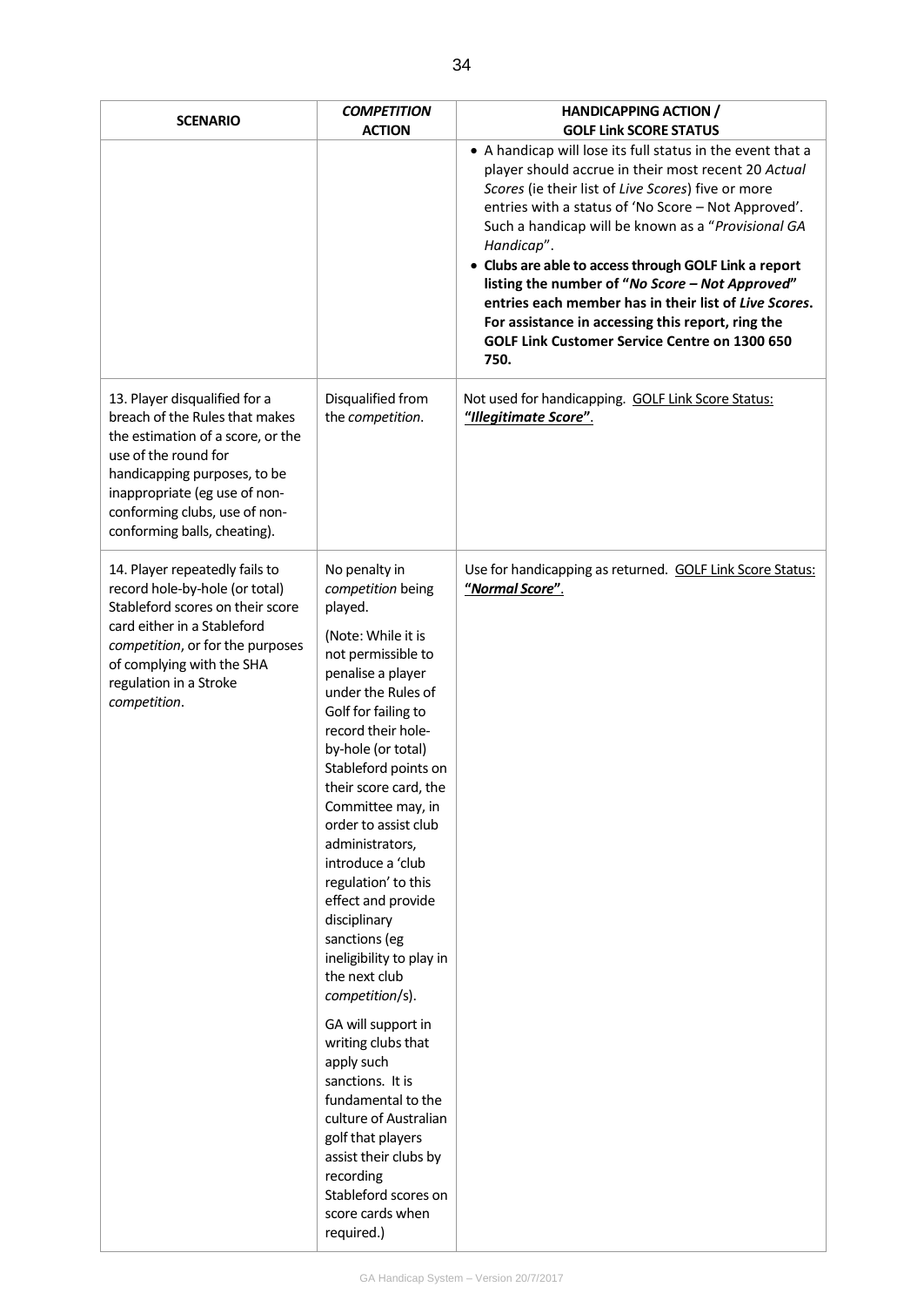| SCENARIO | *COMPETITION* ACTION | HANDICAPPING ACTION / GOLF Link SCORE STATUS |
|---|---|---|
| | | • A handicap will lose its full status in the event that a player should accrue in their most recent 20 *Actual Scores* (ie their list of *Live Scores*) five or more entries with a status of 'No Score – Not Approved'. Such a handicap will be known as a "*Provisional GA Handicap*". <br> • **Clubs are able to access through GOLF Link a report listing the number of "*No Score – Not Approved*" entries each member has in their list of *Live Scores*. For assistance in accessing this report, ring the GOLF Link Customer Service Centre on 1300 650 750.** |
| 13. Player disqualified for a breach of the Rules that makes the estimation of a score, or the use of the round for handicapping purposes, to be inappropriate (eg use of non-conforming clubs, use of non-conforming balls, cheating). | Disqualified from the *competition*. | Not used for handicapping. GOLF Link Score Status: **"*Illegitimate Score*"**. |
| 14. Player repeatedly fails to record hole-by-hole (or total) Stableford scores on their score card either in a Stableford *competition*, or for the purposes of complying with the SHA regulation in a Stroke *competition*. | No penalty in *competition* being played. <br><br> (Note: While it is not permissible to penalise a player under the Rules of Golf for failing to record their hole-by-hole (or total) Stableford points on their score card, the Committee may, in order to assist club administrators, introduce a 'club regulation' to this effect and provide disciplinary sanctions (eg ineligibility to play in the next club *competition*/s). <br><br> GA will support in writing clubs that apply such sanctions. It is fundamental to the culture of Australian golf that players assist their clubs by recording Stableford scores on score cards when required.) | Use for handicapping as returned. GOLF Link Score Status: **"*Normal Score*"**. |